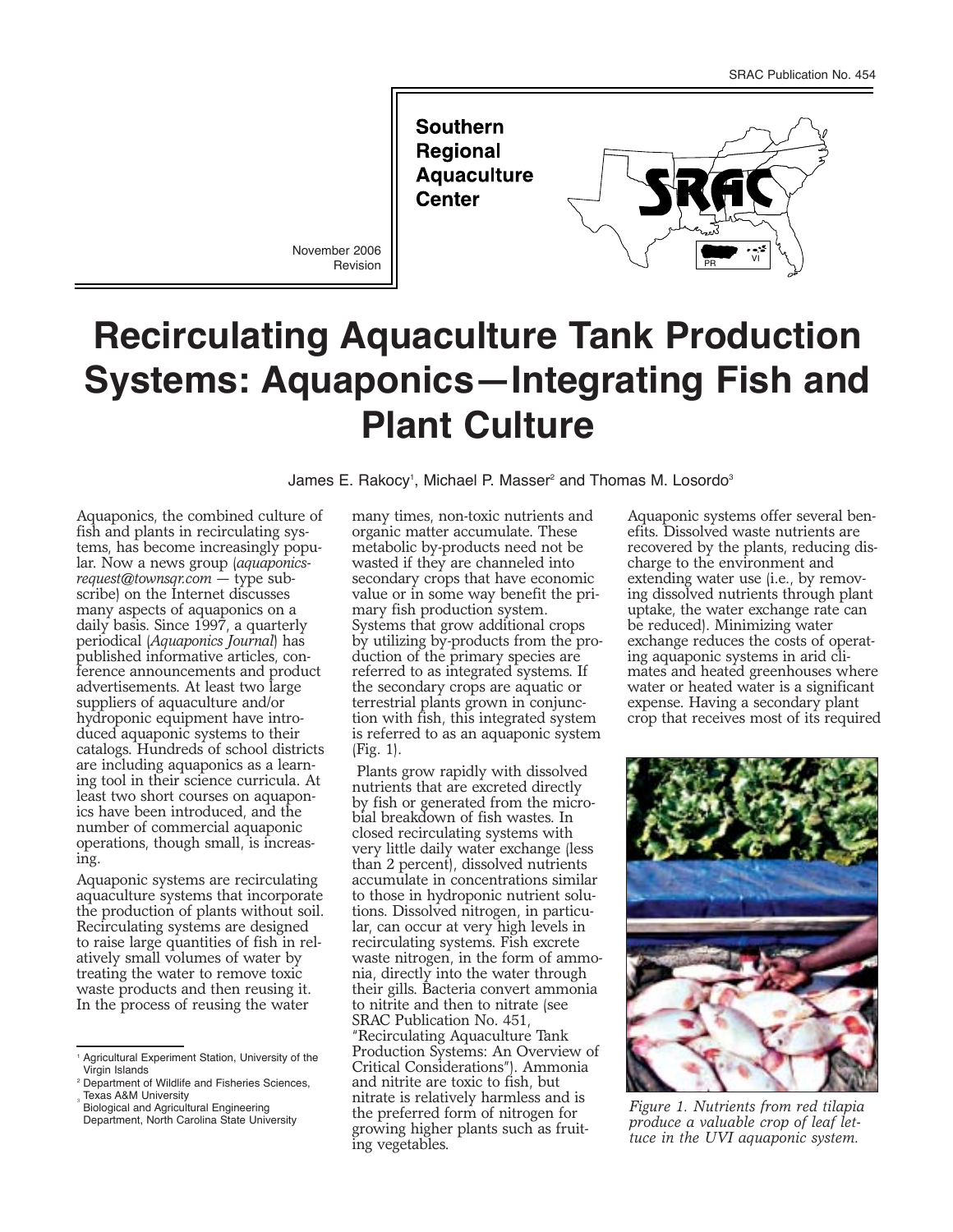SRAC Publication No. 454

**Southern Regional Aquaculture Center**

November 2006
Revision

# Recirculating Aquaculture Tank Production Systems: Aquaponics—Integrating Fish and Plant Culture

James E. Rakocy[1], Michael P. Masser[2] and Thomas M. Losordo[3]

Aquaponics, the combined culture of fish and plants in recirculating systems, has become increasingly popular. Now a news group (*aquaponics-request@townsqr.com* — type subscribe) on the Internet discusses many aspects of aquaponics on a daily basis. Since 1997, a quarterly periodical (*Aquaponics Journal*) has published informative articles, conference announcements and product advertisements. At least two large suppliers of aquaculture and/or hydroponic equipment have introduced aquaponic systems to their catalogs. Hundreds of school districts are including aquaponics as a learning tool in their science curricula. At least two short courses on aquaponics have been introduced, and the number of commercial aquaponic operations, though small, is increasing.

Aquaponic systems are recirculating aquaculture systems that incorporate the production of plants without soil. Recirculating systems are designed to raise large quantities of fish in relatively small volumes of water by treating the water to remove toxic waste products and then reusing it. In the process of reusing the water many times, non-toxic nutrients and organic matter accumulate. These metabolic by-products need not be wasted if they are channeled into secondary crops that have economic value or in some way benefit the primary fish production system. Systems that grow additional crops by utilizing by-products from the production of the primary species are referred to as integrated systems. If the secondary crops are aquatic or terrestrial plants grown in conjunction with fish, this integrated system is referred to as an aquaponic system (Fig. 1).

Plants grow rapidly with dissolved nutrients that are excreted directly by fish or generated from the microbial breakdown of fish wastes. In closed recirculating systems with very little daily water exchange (less than 2 percent), dissolved nutrients accumulate in concentrations similar to those in hydroponic nutrient solutions. Dissolved nitrogen, in particular, can occur at very high levels in recirculating systems. Fish excrete waste nitrogen, in the form of ammonia, directly into the water through their gills. Bacteria convert ammonia to nitrite and then to nitrate (see SRAC Publication No. 451, "Recirculating Aquaculture Tank Production Systems: An Overview of Critical Considerations"). Ammonia and nitrite are toxic to fish, but nitrate is relatively harmless and is the preferred form of nitrogen for growing higher plants such as fruiting vegetables.

Aquaponic systems offer several benefits. Dissolved waste nutrients are recovered by the plants, reducing discharge to the environment and extending water use (i.e., by removing dissolved nutrients through plant uptake, the water exchange rate can be reduced). Minimizing water exchange reduces the costs of operating aquaponic systems in arid climates and heated greenhouses where water or heated water is a significant expense. Having a secondary plant crop that receives most of its required

*Figure 1. Nutrients from red tilapia produce a valuable crop of leaf lettuce in the UVI aquaponic system.*

---

[1] Agricultural Experiment Station, University of the Virgin Islands
[2] Department of Wildlife and Fisheries Sciences, Texas A&M University
[3] Biological and Agricultural Engineering Department, North Carolina State University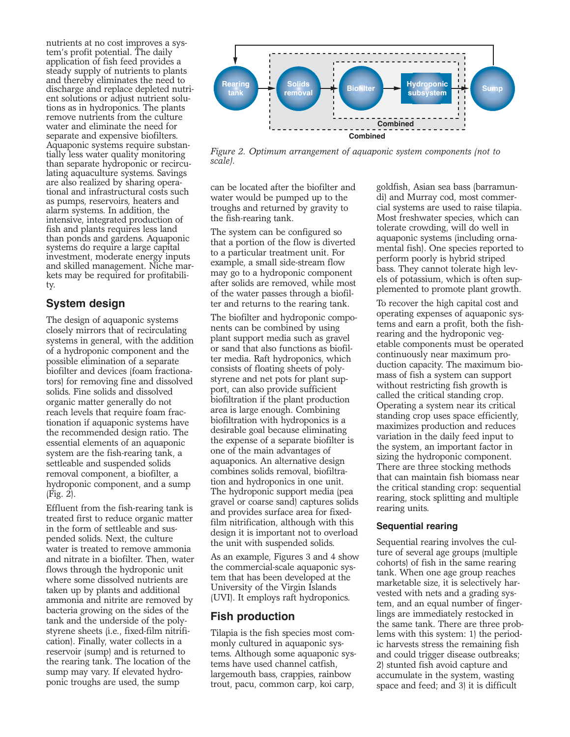nutrients at no cost improves a system's profit potential. The daily application of fish feed provides a steady supply of nutrients to plants and thereby eliminates the need to discharge and replace depleted nutrient solutions or adjust nutrient solutions as in hydroponics. The plants remove nutrients from the culture water and eliminate the need for separate and expensive biofilters. Aquaponic systems require substantially less water quality monitoring than separate hydroponic or recirculating aquaculture systems. Savings are also realized by sharing operational and infrastructural costs such as pumps, reservoirs, heaters and alarm systems. In addition, the intensive, integrated production of fish and plants requires less land than ponds and gardens. Aquaponic systems do require a large capital investment, moderate energy inputs and skilled management. Niche markets may be required for profitability.

## System design

The design of aquaponic systems closely mirrors that of recirculating systems in general, with the addition of a hydroponic component and the possible elimination of a separate biofilter and devices (foam fractionators) for removing fine and dissolved solids. Fine solids and dissolved organic matter generally do not reach levels that require foam fractionation if aquaponic systems have the recommended design ratio. The essential elements of an aquaponic system are the fish-rearing tank, a settleable and suspended solids removal component, a biofilter, a hydroponic component, and a sump (Fig. 2).

Effluent from the fish-rearing tank is treated first to reduce organic matter in the form of settleable and suspended solids. Next, the culture water is treated to remove ammonia and nitrate in a biofilter. Then, water flows through the hydroponic unit where some dissolved nutrients are taken up by plants and additional ammonia and nitrite are removed by bacteria growing on the sides of the tank and the underside of the polystyrene sheets (i.e., fixed-film nitrification). Finally, water collects in a reservoir (sump) and is returned to the rearing tank. The location of the sump may vary. If elevated hydroponic troughs are used, the sump can be located after the biofilter and water would be pumped up to the troughs and returned by gravity to the fish-rearing tank.

Rearing tank → Solids removal → Biofilter → Hydroponic subsystem → Sump → (return to Rearing tank)
[Combined: Biofilter + Hydroponic subsystem]
[Combined: Solids removal + Biofilter + Hydroponic subsystem]

*Figure 2. Optimum arrangement of aquaponic system components (not to scale).*

The system can be configured so that a portion of the flow is diverted to a particular treatment unit. For example, a small side-stream flow may go to a hydroponic component after solids are removed, while most of the water passes through a biofilter and returns to the rearing tank.

The biofilter and hydroponic components can be combined by using plant support media such as gravel or sand that also functions as biofilter media. Raft hydroponics, which consists of floating sheets of polystyrene and net pots for plant support, can also provide sufficient biofiltration if the plant production area is large enough. Combining biofiltration with hydroponics is a desirable goal because eliminating the expense of a separate biofilter is one of the main advantages of aquaponics. An alternative design combines solids removal, biofiltration and hydroponics in one unit. The hydroponic support media (pea gravel or coarse sand) captures solids and provides surface area for fixed-film nitrification, although with this design it is important not to overload the unit with suspended solids.

As an example, Figures 3 and 4 show the commercial-scale aquaponic system that has been developed at the University of the Virgin Islands (UVI). It employs raft hydroponics.

## Fish production

Tilapia is the fish species most commonly cultured in aquaponic systems. Although some aquaponic systems have used channel catfish, largemouth bass, crappies, rainbow trout, pacu, common carp, koi carp, goldfish, Asian sea bass (barramundi) and Murray cod, most commercial systems are used to raise tilapia. Most freshwater species, which can tolerate crowding, will do well in aquaponic systems (including ornamental fish). One species reported to perform poorly is hybrid striped bass. They cannot tolerate high levels of potassium, which is often supplemented to promote plant growth.

To recover the high capital cost and operating expenses of aquaponic systems and earn a profit, both the fish-rearing and the hydroponic vegetable components must be operated continuously near maximum production capacity. The maximum biomass of fish a system can support without restricting fish growth is called the critical standing crop. Operating a system near its critical standing crop uses space efficiently, maximizes production and reduces variation in the daily feed input to the system, an important factor in sizing the hydroponic component. There are three stocking methods that can maintain fish biomass near the critical standing crop: sequential rearing, stock splitting and multiple rearing units.

### Sequential rearing

Sequential rearing involves the culture of several age groups (multiple cohorts) of fish in the same rearing tank. When one age group reaches marketable size, it is selectively harvested with nets and a grading system, and an equal number of fingerlings are immediately restocked in the same tank. There are three problems with this system: 1) the periodic harvests stress the remaining fish and could trigger disease outbreaks; 2) stunted fish avoid capture and accumulate in the system, wasting space and feed; and 3) it is difficult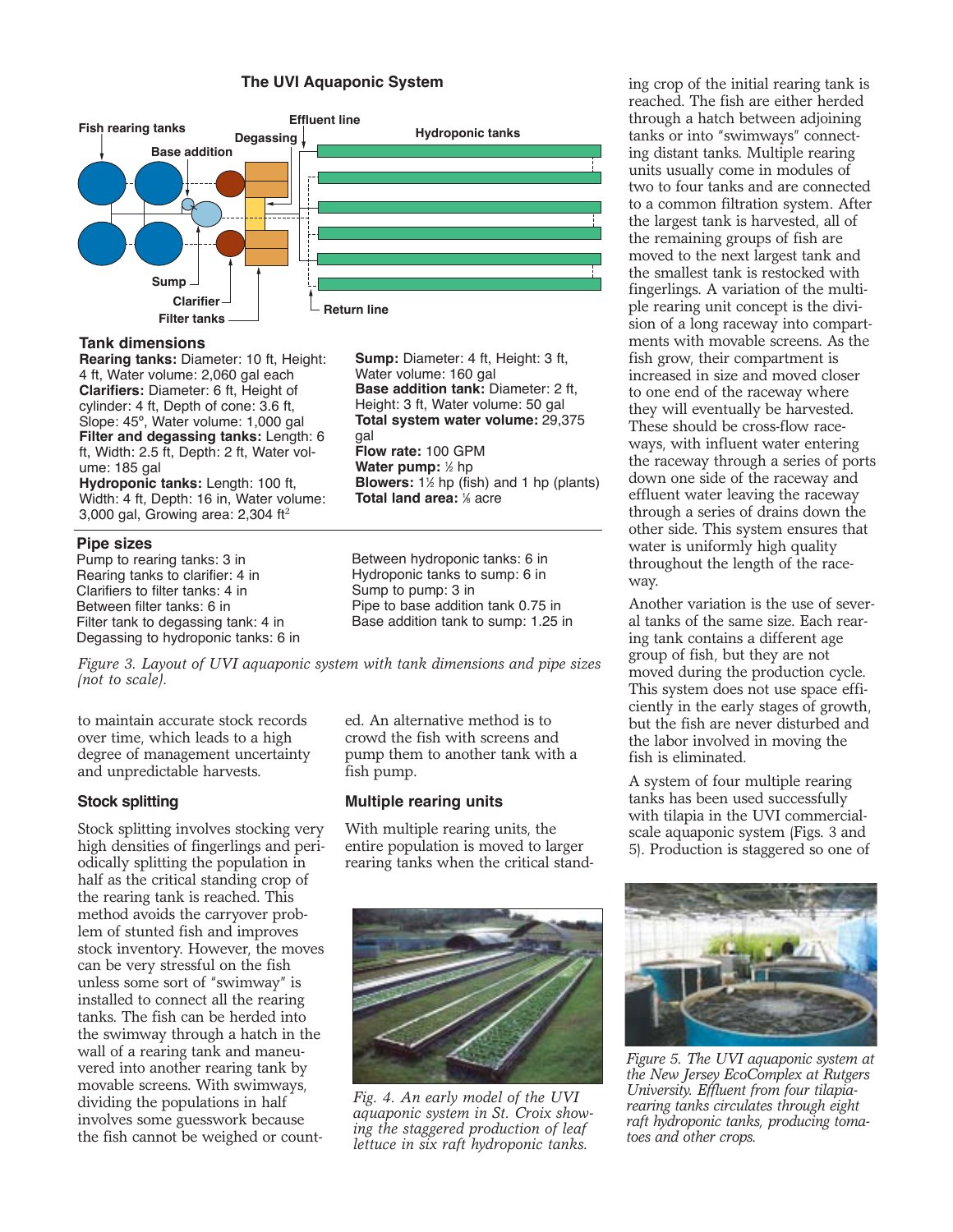## The UVI Aquaponic System

Fish rearing tanks

Base addition

Degassing

Effluent line

Hydroponic tanks

Sump

Clarifier

Filter tanks

Return line

### Tank dimensions

**Rearing tanks:** Diameter: 10 ft, Height: 4 ft, Water volume: 2,060 gal each
**Clarifiers:** Diameter: 6 ft, Height of cylinder: 4 ft, Depth of cone: 3.6 ft, Slope: 45°, Water volume: 1,000 gal
**Filter and degassing tanks:** Length: 6 ft, Width: 2.5 ft, Depth: 2 ft, Water volume: 185 gal
**Hydroponic tanks:** Length: 100 ft, Width: 4 ft, Depth: 16 in, Water volume: 3,000 gal, Growing area: 2,304 ft$^2$
**Sump:** Diameter: 4 ft, Height: 3 ft, Water volume: 160 gal
**Base addition tank:** Diameter: 2 ft, Height: 3 ft, Water volume: 50 gal
**Total system water volume:** 29,375 gal
**Flow rate:** 100 GPM
**Water pump:** ½ hp
**Blowers:** 1½ hp (fish) and 1 hp (plants)
**Total land area:** ⅛ acre

### Pipe sizes

Pump to rearing tanks: 3 in
Rearing tanks to clarifier: 4 in
Clarifiers to filter tanks: 4 in
Between filter tanks: 6 in
Filter tank to degassing tank: 4 in
Degassing to hydroponic tanks: 6 in
Between hydroponic tanks: 6 in
Hydroponic tanks to sump: 6 in
Sump to pump: 3 in
Pipe to base addition tank 0.75 in
Base addition tank to sump: 1.25 in

*Figure 3. Layout of UVI aquaponic system with tank dimensions and pipe sizes (not to scale).*

to maintain accurate stock records over time, which leads to a high degree of management uncertainty and unpredictable harvests.

### Stock splitting

Stock splitting involves stocking very high densities of fingerlings and periodically splitting the population in half as the critical standing crop of the rearing tank is reached. This method avoids the carryover problem of stunted fish and improves stock inventory. However, the moves can be very stressful on the fish unless some sort of "swimway" is installed to connect all the rearing tanks. The fish can be herded into the swimway through a hatch in the wall of a rearing tank and maneuvered into another rearing tank by movable screens. With swimways, dividing the populations in half involves some guesswork because the fish cannot be weighed or counted. An alternative method is to crowd the fish with screens and pump them to another tank with a fish pump.

### Multiple rearing units

With multiple rearing units, the entire population is moved to larger rearing tanks when the critical standing crop of the initial rearing tank is reached. The fish are either herded through a hatch between adjoining tanks or into "swimways" connecting distant tanks. Multiple rearing units usually come in modules of two to four tanks and are connected to a common filtration system. After the largest tank is harvested, all of the remaining groups of fish are moved to the next largest tank and the smallest tank is restocked with fingerlings. A variation of the multiple rearing unit concept is the division of a long raceway into compartments with movable screens. As the fish grow, their compartment is increased in size and moved closer to one end of the raceway where they will eventually be harvested. These should be cross-flow raceways, with influent water entering the raceway through a series of ports down one side of the raceway and effluent water leaving the raceway through a series of drains down the other side. This system ensures that water is uniformly high quality throughout the length of the raceway.

*Fig. 4. An early model of the UVI aquaponic system in St. Croix showing the staggered production of leaf lettuce in six raft hydroponic tanks.*

Another variation is the use of several tanks of the same size. Each rearing tank contains a different age group of fish, but they are not moved during the production cycle. This system does not use space efficiently in the early stages of growth, but the fish are never disturbed and the labor involved in moving the fish is eliminated.

A system of four multiple rearing tanks has been used successfully with tilapia in the UVI commercial-scale aquaponic system (Figs. 3 and 5). Production is staggered so one of

*Figure 5. The UVI aquaponic system at the New Jersey EcoComplex at Rutgers University. Effluent from four tilapia-rearing tanks circulates through eight raft hydroponic tanks, producing tomatoes and other crops.*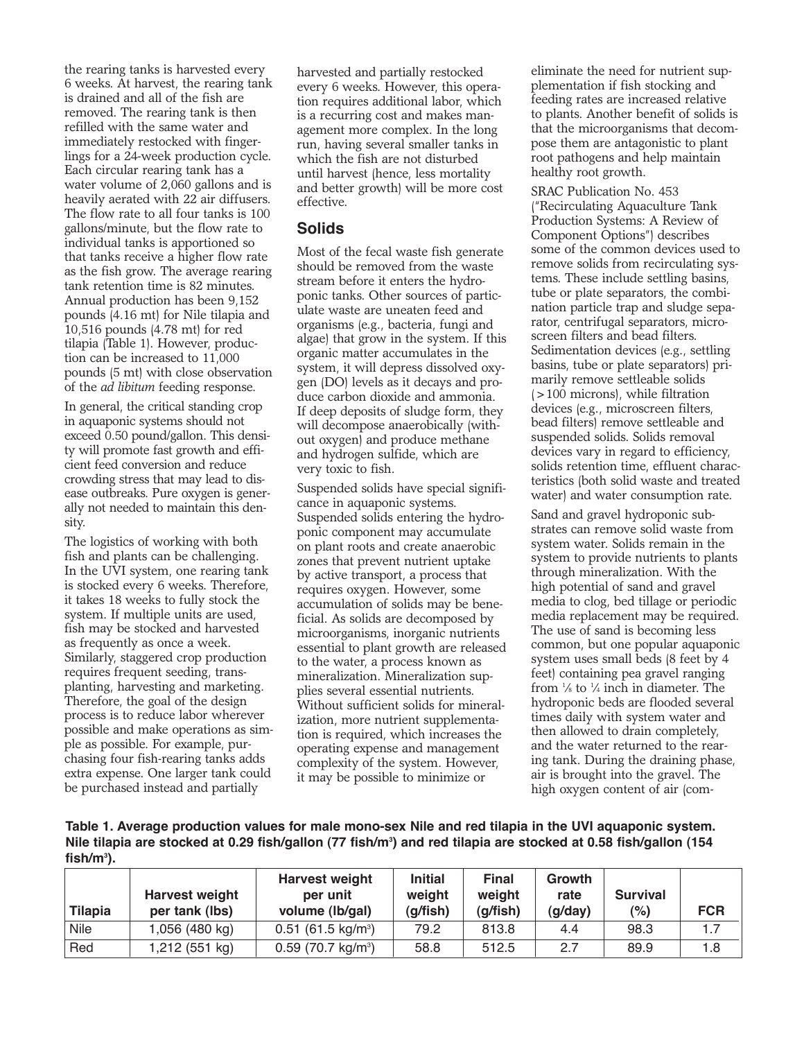the rearing tanks is harvested every 6 weeks. At harvest, the rearing tank is drained and all of the fish are removed. The rearing tank is then refilled with the same water and immediately restocked with fingerlings for a 24-week production cycle. Each circular rearing tank has a water volume of 2,060 gallons and is heavily aerated with 22 air diffusers. The flow rate to all four tanks is 100 gallons/minute, but the flow rate to individual tanks is apportioned so that tanks receive a higher flow rate as the fish grow. The average rearing tank retention time is 82 minutes. Annual production has been 9,152 pounds (4.16 mt) for Nile tilapia and 10,516 pounds (4.78 mt) for red tilapia (Table 1). However, production can be increased to 11,000 pounds (5 mt) with close observation of the *ad libitum* feeding response.

In general, the critical standing crop in aquaponic systems should not exceed 0.50 pound/gallon. This density will promote fast growth and efficient feed conversion and reduce crowding stress that may lead to disease outbreaks. Pure oxygen is generally not needed to maintain this density.

The logistics of working with both fish and plants can be challenging. In the UVI system, one rearing tank is stocked every 6 weeks. Therefore, it takes 18 weeks to fully stock the system. If multiple units are used, fish may be stocked and harvested as frequently as once a week. Similarly, staggered crop production requires frequent seeding, transplanting, harvesting and marketing. Therefore, the goal of the design process is to reduce labor wherever possible and make operations as simple as possible. For example, purchasing four fish-rearing tanks adds extra expense. One larger tank could be purchased instead and partially harvested and partially restocked every 6 weeks. However, this operation requires additional labor, which is a recurring cost and makes management more complex. In the long run, having several smaller tanks in which the fish are not disturbed until harvest (hence, less mortality and better growth) will be more cost effective.

## Solids

Most of the fecal waste fish generate should be removed from the waste stream before it enters the hydroponic tanks. Other sources of particulate waste are uneaten feed and organisms (e.g., bacteria, fungi and algae) that grow in the system. If this organic matter accumulates in the system, it will depress dissolved oxygen (DO) levels as it decays and produce carbon dioxide and ammonia. If deep deposits of sludge form, they will decompose anaerobically (without oxygen) and produce methane and hydrogen sulfide, which are very toxic to fish.

Suspended solids have special significance in aquaponic systems. Suspended solids entering the hydroponic component may accumulate on plant roots and create anaerobic zones that prevent nutrient uptake by active transport, a process that requires oxygen. However, some accumulation of solids may be beneficial. As solids are decomposed by microorganisms, inorganic nutrients essential to plant growth are released to the water, a process known as mineralization. Mineralization supplies several essential nutrients. Without sufficient solids for mineralization, more nutrient supplementation is required, which increases the operating expense and management complexity of the system. However, it may be possible to minimize or eliminate the need for nutrient supplementation if fish stocking and feeding rates are increased relative to plants. Another benefit of solids is that the microorganisms that decompose them are antagonistic to plant root pathogens and help maintain healthy root growth.

SRAC Publication No. 453 ("Recirculating Aquaculture Tank Production Systems: A Review of Component Options") describes some of the common devices used to remove solids from recirculating systems. These include settling basins, tube or plate separators, the combination particle trap and sludge separator, centrifugal separators, microscreen filters and bead filters. Sedimentation devices (e.g., settling basins, tube or plate separators) primarily remove settleable solids (>100 microns), while filtration devices (e.g., microscreen filters, bead filters) remove settleable and suspended solids. Solids removal devices vary in regard to efficiency, solids retention time, effluent characteristics (both solid waste and treated water) and water consumption rate.

Sand and gravel hydroponic substrates can remove solid waste from system water. Solids remain in the system to provide nutrients to plants through mineralization. With the high potential of sand and gravel media to clog, bed tillage or periodic media replacement may be required. The use of sand is becoming less common, but one popular aquaponic system uses small beds (8 feet by 4 feet) containing pea gravel ranging from 1/8 to 1/4 inch in diameter. The hydroponic beds are flooded several times daily with system water and then allowed to drain completely, and the water returned to the rearing tank. During the draining phase, air is brought into the gravel. The high oxygen content of air (com-

**Table 1. Average production values for male mono-sex Nile and red tilapia in the UVI aquaponic system. Nile tilapia are stocked at 0.29 fish/gallon (77 fish/m$^3$) and red tilapia are stocked at 0.58 fish/gallon (154 fish/m$^3$).**

| Tilapia | Harvest weight per tank (lbs) | Harvest weight per unit volume (lb/gal) | Initial weight (g/fish) | Final weight (g/fish) | Growth rate (g/day) | Survival (%) | FCR |
|---|---|---|---|---|---|---|---|
| Nile | 1,056 (480 kg) | 0.51 (61.5 kg/m$^3$) | 79.2 | 813.8 | 4.4 | 98.3 | 1.7 |
| Red | 1,212 (551 kg) | 0.59 (70.7 kg/m$^3$) | 58.8 | 512.5 | 2.7 | 89.9 | 1.8 |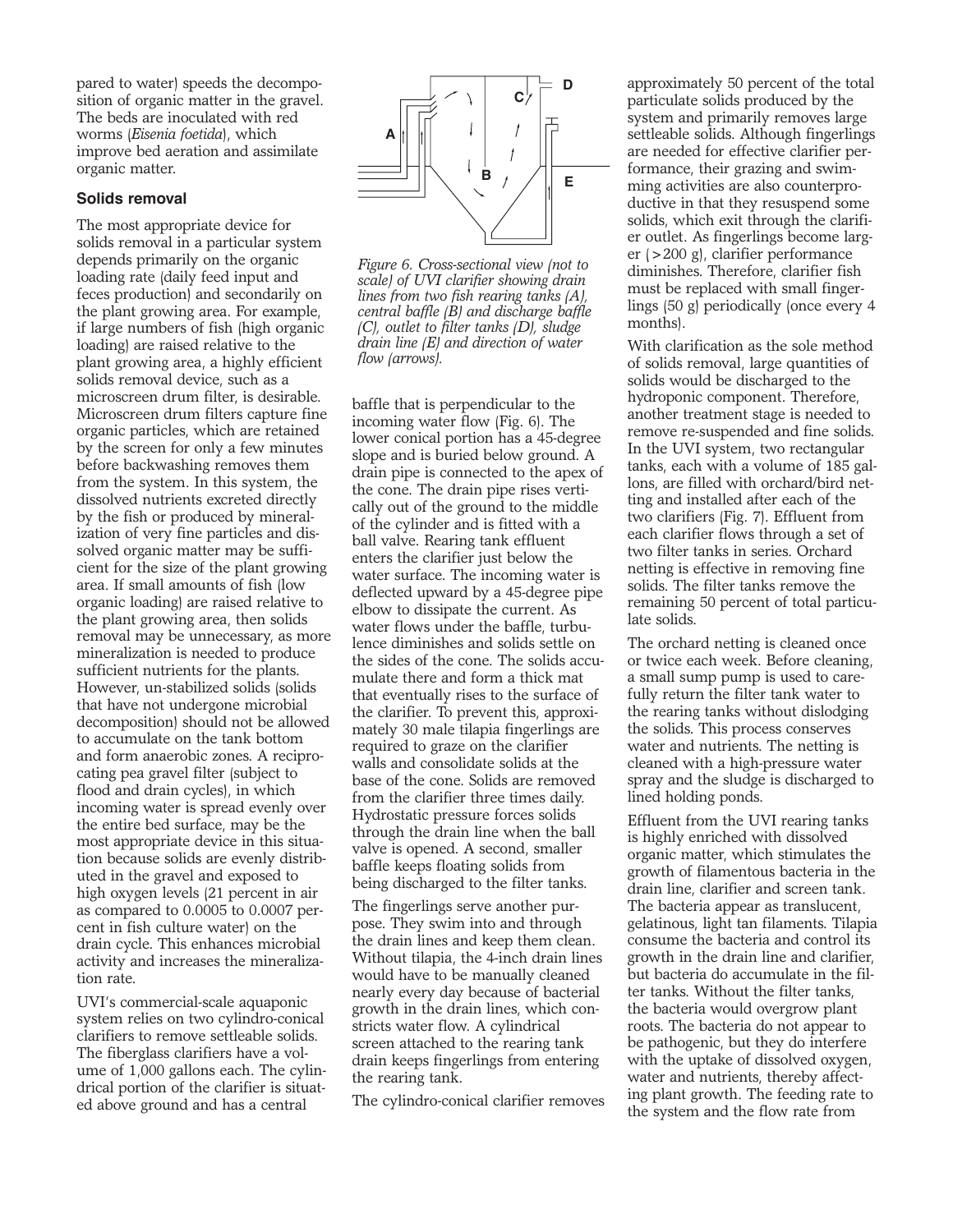pared to water) speeds the decomposition of organic matter in the gravel. The beds are inoculated with red worms (*Eisenia foetida*), which improve bed aeration and assimilate organic matter.

### Solids removal

The most appropriate device for solids removal in a particular system depends primarily on the organic loading rate (daily feed input and feces production) and secondarily on the plant growing area. For example, if large numbers of fish (high organic loading) are raised relative to the plant growing area, a highly efficient solids removal device, such as a microscreen drum filter, is desirable. Microscreen drum filters capture fine organic particles, which are retained by the screen for only a few minutes before backwashing removes them from the system. In this system, the dissolved nutrients excreted directly by the fish or produced by mineralization of very fine particles and dissolved organic matter may be sufficient for the size of the plant growing area. If small amounts of fish (low organic loading) are raised relative to the plant growing area, then solids removal may be unnecessary, as more mineralization is needed to produce sufficient nutrients for the plants. However, un-stabilized solids (solids that have not undergone microbial decomposition) should not be allowed to accumulate on the tank bottom and form anaerobic zones. A reciprocating pea gravel filter (subject to flood and drain cycles), in which incoming water is spread evenly over the entire bed surface, may be the most appropriate device in this situation because solids are evenly distributed in the gravel and exposed to high oxygen levels (21 percent in air as compared to 0.0005 to 0.0007 percent in fish culture water) on the drain cycle. This enhances microbial activity and increases the mineralization rate.

UVI's commercial-scale aquaponic system relies on two cylindro-conical clarifiers to remove settleable solids. The fiberglass clarifiers have a volume of 1,000 gallons each. The cylindrical portion of the clarifier is situated above ground and has a central baffle that is perpendicular to the incoming water flow (Fig. 6). The lower conical portion has a 45-degree slope and is buried below ground. A drain pipe is connected to the apex of the cone. The drain pipe rises vertically out of the ground to the middle of the cylinder and is fitted with a ball valve. Rearing tank effluent enters the clarifier just below the water surface. The incoming water is deflected upward by a 45-degree pipe elbow to dissipate the current. As water flows under the baffle, turbulence diminishes and solids settle on the sides of the cone. The solids accumulate there and form a thick mat that eventually rises to the surface of the clarifier. To prevent this, approximately 30 male tilapia fingerlings are required to graze on the clarifier walls and consolidate solids at the base of the cone. Solids are removed from the clarifier three times daily. Hydrostatic pressure forces solids through the drain line when the ball valve is opened. A second, smaller baffle keeps floating solids from being discharged to the filter tanks.

*Figure 6. Cross-sectional view (not to scale) of UVI clarifier showing drain lines from two fish rearing tanks (A), central baffle (B) and discharge baffle (C), outlet to filter tanks (D), sludge drain line (E) and direction of water flow (arrows).*

The fingerlings serve another purpose. They swim into and through the drain lines and keep them clean. Without tilapia, the 4-inch drain lines would have to be manually cleaned nearly every day because of bacterial growth in the drain lines, which constricts water flow. A cylindrical screen attached to the rearing tank drain keeps fingerlings from entering the rearing tank.

The cylindro-conical clarifier removes approximately 50 percent of the total particulate solids produced by the system and primarily removes large settleable solids. Although fingerlings are needed for effective clarifier performance, their grazing and swimming activities are also counterproductive in that they resuspend some solids, which exit through the clarifier outlet. As fingerlings become larger (>200 g), clarifier performance diminishes. Therefore, clarifier fish must be replaced with small fingerlings (50 g) periodically (once every 4 months).

With clarification as the sole method of solids removal, large quantities of solids would be discharged to the hydroponic component. Therefore, another treatment stage is needed to remove re-suspended and fine solids. In the UVI system, two rectangular tanks, each with a volume of 185 gallons, are filled with orchard/bird netting and installed after each of the two clarifiers (Fig. 7). Effluent from each clarifier flows through a set of two filter tanks in series. Orchard netting is effective in removing fine solids. The filter tanks remove the remaining 50 percent of total particulate solids.

The orchard netting is cleaned once or twice each week. Before cleaning, a small sump pump is used to carefully return the filter tank water to the rearing tanks without dislodging the solids. This process conserves water and nutrients. The netting is cleaned with a high-pressure water spray and the sludge is discharged to lined holding ponds.

Effluent from the UVI rearing tanks is highly enriched with dissolved organic matter, which stimulates the growth of filamentous bacteria in the drain line, clarifier and screen tank. The bacteria appear as translucent, gelatinous, light tan filaments. Tilapia consume the bacteria and control its growth in the drain line and clarifier, but bacteria do accumulate in the filter tanks. Without the filter tanks, the bacteria would overgrow plant roots. The bacteria do not appear to be pathogenic, but they do interfere with the uptake of dissolved oxygen, water and nutrients, thereby affecting plant growth. The feeding rate to the system and the flow rate from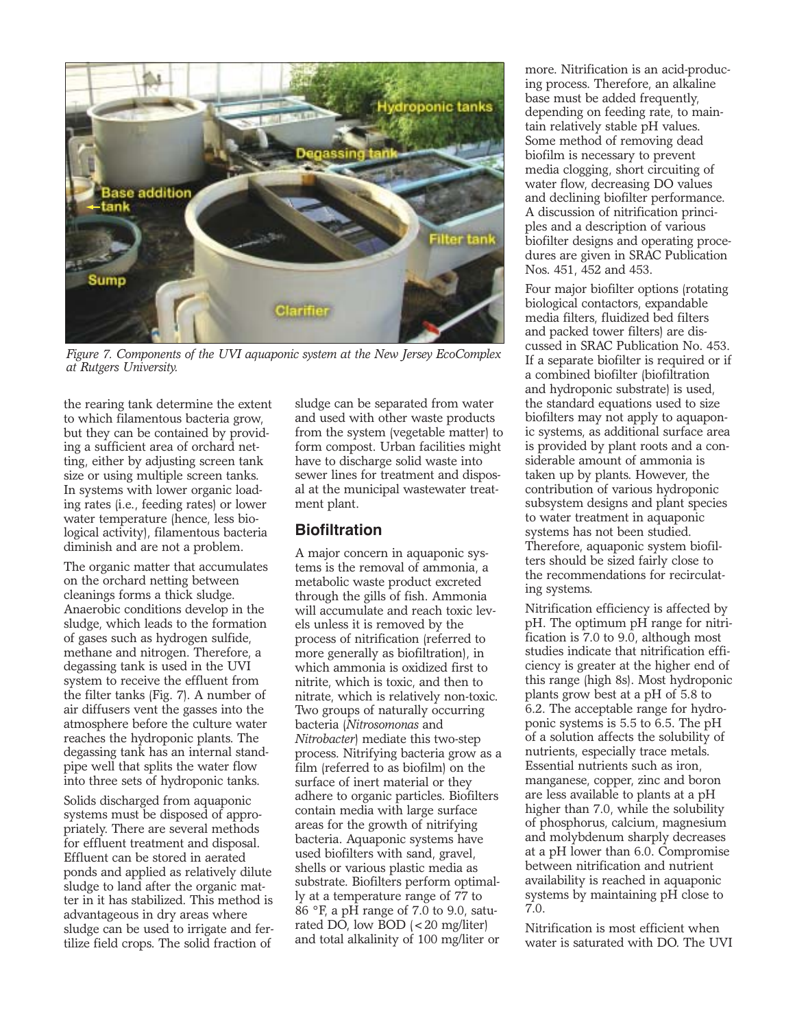*Figure 7. Components of the UVI aquaponic system at the New Jersey EcoComplex at Rutgers University.*

the rearing tank determine the extent to which filamentous bacteria grow, but they can be contained by providing a sufficient area of orchard netting, either by adjusting screen tank size or using multiple screen tanks. In systems with lower organic loading rates (i.e., feeding rates) or lower water temperature (hence, less biological activity), filamentous bacteria diminish and are not a problem.

The organic matter that accumulates on the orchard netting between cleanings forms a thick sludge. Anaerobic conditions develop in the sludge, which leads to the formation of gases such as hydrogen sulfide, methane and nitrogen. Therefore, a degassing tank is used in the UVI system to receive the effluent from the filter tanks (Fig. 7). A number of air diffusers vent the gasses into the atmosphere before the culture water reaches the hydroponic plants. The degassing tank has an internal standpipe well that splits the water flow into three sets of hydroponic tanks.

Solids discharged from aquaponic systems must be disposed of appropriately. There are several methods for effluent treatment and disposal. Effluent can be stored in aerated ponds and applied as relatively dilute sludge to land after the organic matter in it has stabilized. This method is advantageous in dry areas where sludge can be used to irrigate and fertilize field crops. The solid fraction of sludge can be separated from water and used with other waste products from the system (vegetable matter) to form compost. Urban facilities might have to discharge solid waste into sewer lines for treatment and disposal at the municipal wastewater treatment plant.

## Biofiltration

A major concern in aquaponic systems is the removal of ammonia, a metabolic waste product excreted through the gills of fish. Ammonia will accumulate and reach toxic levels unless it is removed by the process of nitrification (referred to more generally as biofiltration), in which ammonia is oxidized first to nitrite, which is toxic, and then to nitrate, which is relatively non-toxic. Two groups of naturally occurring bacteria (*Nitrosomonas* and *Nitrobacter*) mediate this two-step process. Nitrifying bacteria grow as a film (referred to as biofilm) on the surface of inert material or they adhere to organic particles. Biofilters contain media with large surface areas for the growth of nitrifying bacteria. Aquaponic systems have used biofilters with sand, gravel, shells or various plastic media as substrate. Biofilters perform optimally at a temperature range of 77 to 86 °F, a pH range of 7.0 to 9.0, saturated DO, low BOD (< 20 mg/liter) and total alkalinity of 100 mg/liter or more. Nitrification is an acid-producing process. Therefore, an alkaline base must be added frequently, depending on feeding rate, to maintain relatively stable pH values. Some method of removing dead biofilm is necessary to prevent media clogging, short circuiting of water flow, decreasing DO values and declining biofilter performance. A discussion of nitrification principles and a description of various biofilter designs and operating procedures are given in SRAC Publication Nos. 451, 452 and 453.

Four major biofilter options (rotating biological contactors, expandable media filters, fluidized bed filters and packed tower filters) are discussed in SRAC Publication No. 453. If a separate biofilter is required or if a combined biofilter (biofiltration and hydroponic substrate) is used, the standard equations used to size biofilters may not apply to aquaponic systems, as additional surface area is provided by plant roots and a considerable amount of ammonia is taken up by plants. However, the contribution of various hydroponic subsystem designs and plant species to water treatment in aquaponic systems has not been studied. Therefore, aquaponic system biofilters should be sized fairly close to the recommendations for recirculating systems.

Nitrification efficiency is affected by pH. The optimum pH range for nitrification is 7.0 to 9.0, although most studies indicate that nitrification efficiency is greater at the higher end of this range (high 8s). Most hydroponic plants grow best at a pH of 5.8 to 6.2. The acceptable range for hydroponic systems is 5.5 to 6.5. The pH of a solution affects the solubility of nutrients, especially trace metals. Essential nutrients such as iron, manganese, copper, zinc and boron are less available to plants at a pH higher than 7.0, while the solubility of phosphorus, calcium, magnesium and molybdenum sharply decreases at a pH lower than 6.0. Compromise between nitrification and nutrient availability is reached in aquaponic systems by maintaining pH close to 7.0.

Nitrification is most efficient when water is saturated with DO. The UVI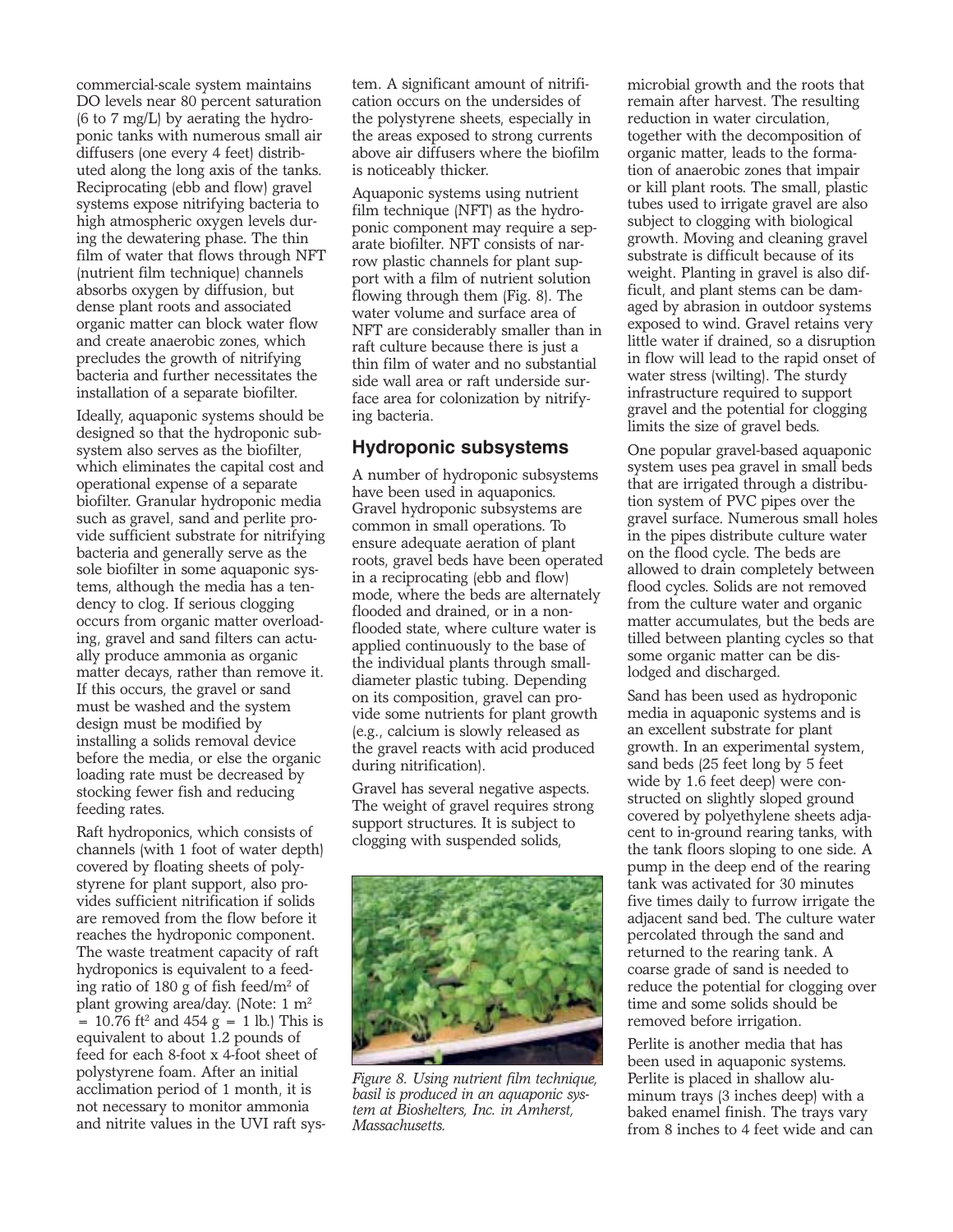commercial-scale system maintains DO levels near 80 percent saturation (6 to 7 mg/L) by aerating the hydroponic tanks with numerous small air diffusers (one every 4 feet) distributed along the long axis of the tanks. Reciprocating (ebb and flow) gravel systems expose nitrifying bacteria to high atmospheric oxygen levels during the dewatering phase. The thin film of water that flows through NFT (nutrient film technique) channels absorbs oxygen by diffusion, but dense plant roots and associated organic matter can block water flow and create anaerobic zones, which precludes the growth of nitrifying bacteria and further necessitates the installation of a separate biofilter.

Ideally, aquaponic systems should be designed so that the hydroponic subsystem also serves as the biofilter, which eliminates the capital cost and operational expense of a separate biofilter. Granular hydroponic media such as gravel, sand and perlite provide sufficient substrate for nitrifying bacteria and generally serve as the sole biofilter in some aquaponic systems, although the media has a tendency to clog. If serious clogging occurs from organic matter overloading, gravel and sand filters can actually produce ammonia as organic matter decays, rather than remove it. If this occurs, the gravel or sand must be washed and the system design must be modified by installing a solids removal device before the media, or else the organic loading rate must be decreased by stocking fewer fish and reducing feeding rates.

Raft hydroponics, which consists of channels (with 1 foot of water depth) covered by floating sheets of polystyrene for plant support, also provides sufficient nitrification if solids are removed from the flow before it reaches the hydroponic component. The waste treatment capacity of raft hydroponics is equivalent to a feeding ratio of 180 g of fish feed/m$^2$ of plant growing area/day. (Note: 1 m$^2$ = 10.76 ft$^2$ and 454 g = 1 lb.) This is equivalent to about 1.2 pounds of feed for each 8-foot x 4-foot sheet of polystyrene foam. After an initial acclimation period of 1 month, it is not necessary to monitor ammonia and nitrite values in the UVI raft system. A significant amount of nitrification occurs on the undersides of the polystyrene sheets, especially in the areas exposed to strong currents above air diffusers where the biofilm is noticeably thicker.

Aquaponic systems using nutrient film technique (NFT) as the hydroponic component may require a separate biofilter. NFT consists of narrow plastic channels for plant support with a film of nutrient solution flowing through them (Fig. 8). The water volume and surface area of NFT are considerably smaller than in raft culture because there is just a thin film of water and no substantial side wall area or raft underside surface area for colonization by nitrifying bacteria.

## Hydroponic subsystems

A number of hydroponic subsystems have been used in aquaponics. Gravel hydroponic subsystems are common in small operations. To ensure adequate aeration of plant roots, gravel beds have been operated in a reciprocating (ebb and flow) mode, where the beds are alternately flooded and drained, or in a nonflooded state, where culture water is applied continuously to the base of the individual plants through small-diameter plastic tubing. Depending on its composition, gravel can provide some nutrients for plant growth (e.g., calcium is slowly released as the gravel reacts with acid produced during nitrification).

Gravel has several negative aspects. The weight of gravel requires strong support structures. It is subject to clogging with suspended solids, microbial growth and the roots that remain after harvest. The resulting reduction in water circulation, together with the decomposition of organic matter, leads to the formation of anaerobic zones that impair or kill plant roots. The small, plastic tubes used to irrigate gravel are also subject to clogging with biological growth. Moving and cleaning gravel substrate is difficult because of its weight. Planting in gravel is also difficult, and plant stems can be damaged by abrasion in outdoor systems exposed to wind. Gravel retains very little water if drained, so a disruption in flow will lead to the rapid onset of water stress (wilting). The sturdy infrastructure required to support gravel and the potential for clogging limits the size of gravel beds.

*Figure 8. Using nutrient film technique, basil is produced in an aquaponic system at Bioshelters, Inc. in Amherst, Massachusetts.*

One popular gravel-based aquaponic system uses pea gravel in small beds that are irrigated through a distribution system of PVC pipes over the gravel surface. Numerous small holes in the pipes distribute culture water on the flood cycle. The beds are allowed to drain completely between flood cycles. Solids are not removed from the culture water and organic matter accumulates, but the beds are tilled between planting cycles so that some organic matter can be dislodged and discharged.

Sand has been used as hydroponic media in aquaponic systems and is an excellent substrate for plant growth. In an experimental system, sand beds (25 feet long by 5 feet wide by 1.6 feet deep) were constructed on slightly sloped ground covered by polyethylene sheets adjacent to in-ground rearing tanks, with the tank floors sloping to one side. A pump in the deep end of the rearing tank was activated for 30 minutes five times daily to furrow irrigate the adjacent sand bed. The culture water percolated through the sand and returned to the rearing tank. A coarse grade of sand is needed to reduce the potential for clogging over time and some solids should be removed before irrigation.

Perlite is another media that has been used in aquaponic systems. Perlite is placed in shallow aluminum trays (3 inches deep) with a baked enamel finish. The trays vary from 8 inches to 4 feet wide and can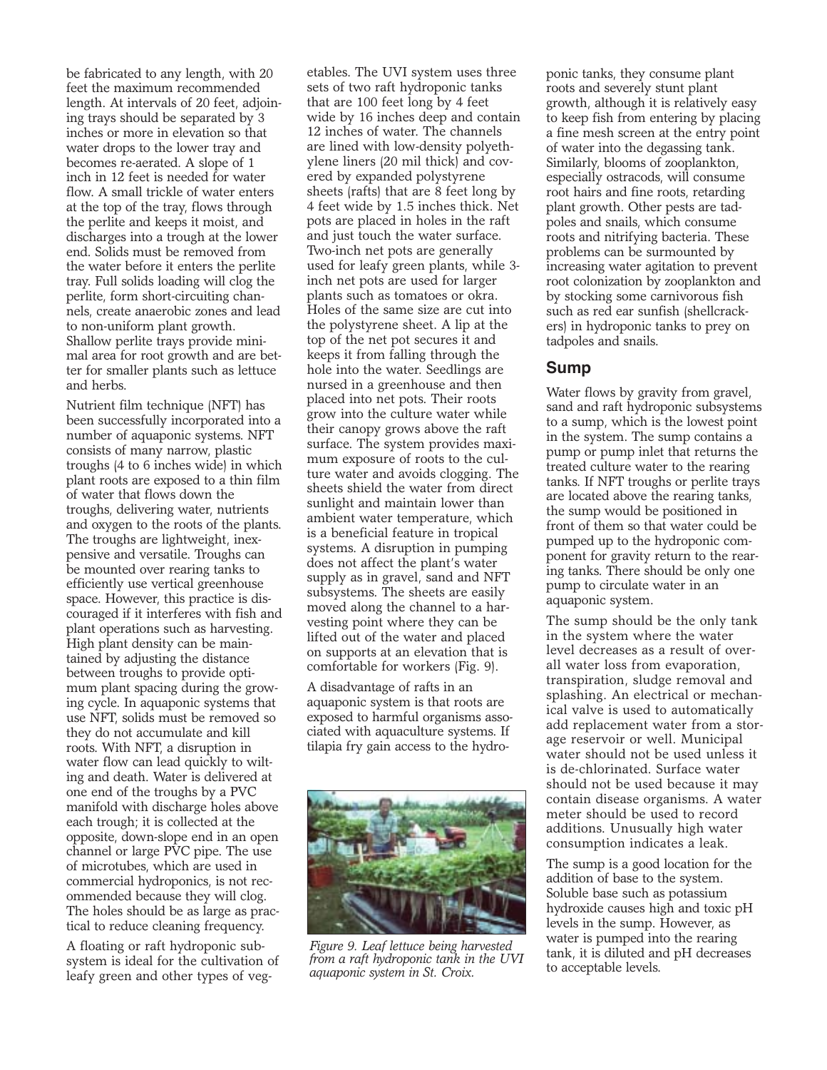be fabricated to any length, with 20 feet the maximum recommended length. At intervals of 20 feet, adjoining trays should be separated by 3 inches or more in elevation so that water drops to the lower tray and becomes re-aerated. A slope of 1 inch in 12 feet is needed for water flow. A small trickle of water enters at the top of the tray, flows through the perlite and keeps it moist, and discharges into a trough at the lower end. Solids must be removed from the water before it enters the perlite tray. Full solids loading will clog the perlite, form short-circuiting channels, create anaerobic zones and lead to non-uniform plant growth. Shallow perlite trays provide minimal area for root growth and are better for smaller plants such as lettuce and herbs.

Nutrient film technique (NFT) has been successfully incorporated into a number of aquaponic systems. NFT consists of many narrow, plastic troughs (4 to 6 inches wide) in which plant roots are exposed to a thin film of water that flows down the troughs, delivering water, nutrients and oxygen to the roots of the plants. The troughs are lightweight, inexpensive and versatile. Troughs can be mounted over rearing tanks to efficiently use vertical greenhouse space. However, this practice is discouraged if it interferes with fish and plant operations such as harvesting. High plant density can be maintained by adjusting the distance between troughs to provide optimum plant spacing during the growing cycle. In aquaponic systems that use NFT, solids must be removed so they do not accumulate and kill roots. With NFT, a disruption in water flow can lead quickly to wilting and death. Water is delivered at one end of the troughs by a PVC manifold with discharge holes above each trough; it is collected at the opposite, down-slope end in an open channel or large PVC pipe. The use of microtubes, which are used in commercial hydroponics, is not recommended because they will clog. The holes should be as large as practical to reduce cleaning frequency.

A floating or raft hydroponic subsystem is ideal for the cultivation of leafy green and other types of vegetables. The UVI system uses three sets of two raft hydroponic tanks that are 100 feet long by 4 feet wide by 16 inches deep and contain 12 inches of water. The channels are lined with low-density polyethylene liners (20 mil thick) and covered by expanded polystyrene sheets (rafts) that are 8 feet long by 4 feet wide by 1.5 inches thick. Net pots are placed in holes in the raft and just touch the water surface. Two-inch net pots are generally used for leafy green plants, while 3-inch net pots are used for larger plants such as tomatoes or okra. Holes of the same size are cut into the polystyrene sheet. A lip at the top of the net pot secures it and keeps it from falling through the hole into the water. Seedlings are nursed in a greenhouse and then placed into net pots. Their roots grow into the culture water while their canopy grows above the raft surface. The system provides maximum exposure of roots to the culture water and avoids clogging. The sheets shield the water from direct sunlight and maintain lower than ambient water temperature, which is a beneficial feature in tropical systems. A disruption in pumping does not affect the plant's water supply as in gravel, sand and NFT subsystems. The sheets are easily moved along the channel to a harvesting point where they can be lifted out of the water and placed on supports at an elevation that is comfortable for workers (Fig. 9).

A disadvantage of rafts in an aquaponic system is that roots are exposed to harmful organisms associated with aquaculture systems. If tilapia fry gain access to the hydroponic tanks, they consume plant roots and severely stunt plant growth, although it is relatively easy to keep fish from entering by placing a fine mesh screen at the entry point of water into the degassing tank. Similarly, blooms of zooplankton, especially ostracods, will consume root hairs and fine roots, retarding plant growth. Other pests are tadpoles and snails, which consume roots and nitrifying bacteria. These problems can be surmounted by increasing water agitation to prevent root colonization by zooplankton and by stocking some carnivorous fish such as red ear sunfish (shellcrackers) in hydroponic tanks to prey on tadpoles and snails.

*Figure 9. Leaf lettuce being harvested from a raft hydroponic tank in the UVI aquaponic system in St. Croix.*

## Sump

Water flows by gravity from gravel, sand and raft hydroponic subsystems to a sump, which is the lowest point in the system. The sump contains a pump or pump inlet that returns the treated culture water to the rearing tanks. If NFT troughs or perlite trays are located above the rearing tanks, the sump would be positioned in front of them so that water could be pumped up to the hydroponic component for gravity return to the rearing tanks. There should be only one pump to circulate water in an aquaponic system.

The sump should be the only tank in the system where the water level decreases as a result of overall water loss from evaporation, transpiration, sludge removal and splashing. An electrical or mechanical valve is used to automatically add replacement water from a storage reservoir or well. Municipal water should not be used unless it is de-chlorinated. Surface water should not be used because it may contain disease organisms. A water meter should be used to record additions. Unusually high water consumption indicates a leak.

The sump is a good location for the addition of base to the system. Soluble base such as potassium hydroxide causes high and toxic pH levels in the sump. However, as water is pumped into the rearing tank, it is diluted and pH decreases to acceptable levels.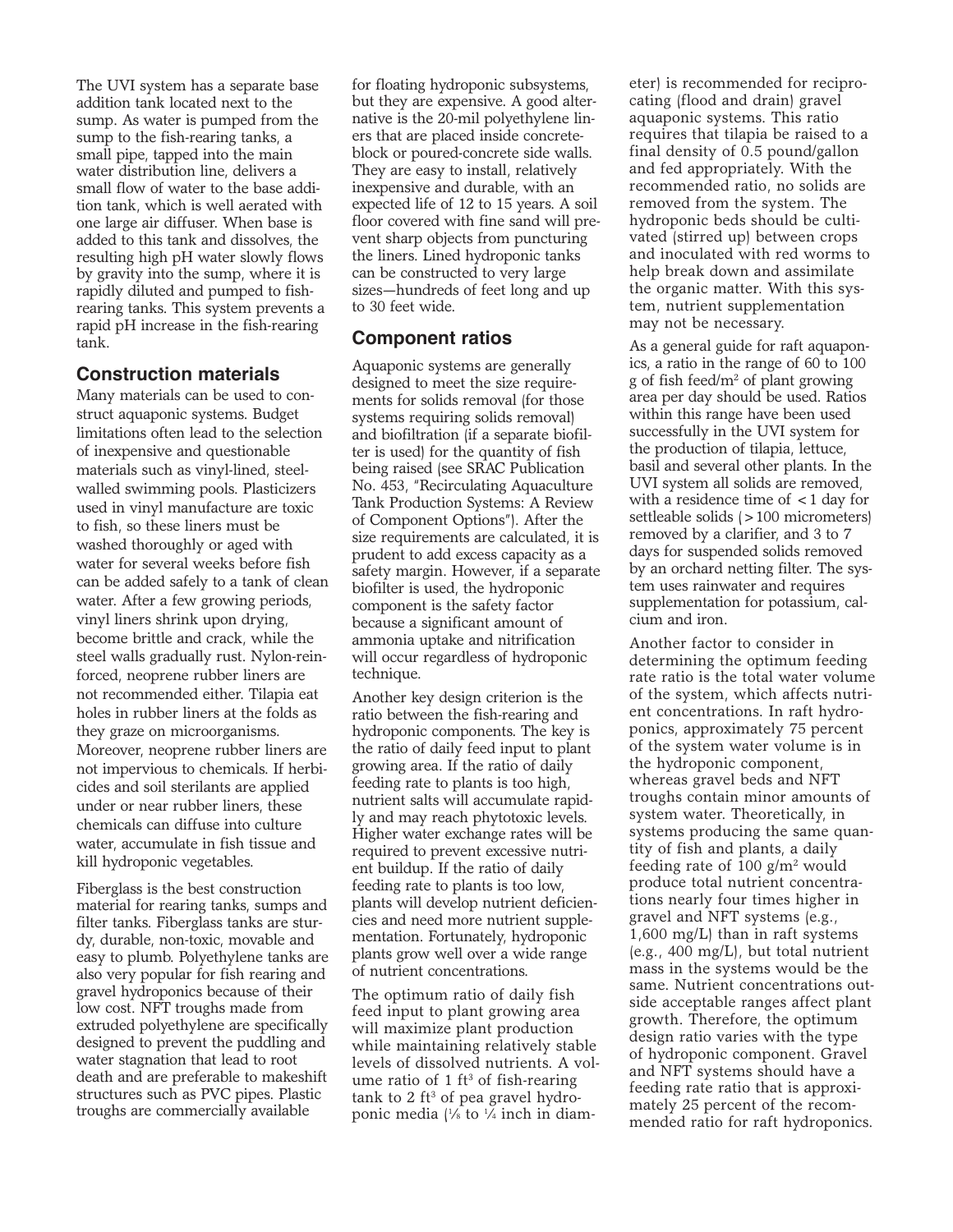The UVI system has a separate base addition tank located next to the sump. As water is pumped from the sump to the fish-rearing tanks, a small pipe, tapped into the main water distribution line, delivers a small flow of water to the base addition tank, which is well aerated with one large air diffuser. When base is added to this tank and dissolves, the resulting high pH water slowly flows by gravity into the sump, where it is rapidly diluted and pumped to fish-rearing tanks. This system prevents a rapid pH increase in the fish-rearing tank.

## Construction materials

Many materials can be used to construct aquaponic systems. Budget limitations often lead to the selection of inexpensive and questionable materials such as vinyl-lined, steel-walled swimming pools. Plasticizers used in vinyl manufacture are toxic to fish, so these liners must be washed thoroughly or aged with water for several weeks before fish can be added safely to a tank of clean water. After a few growing periods, vinyl liners shrink upon drying, become brittle and crack, while the steel walls gradually rust. Nylon-reinforced, neoprene rubber liners are not recommended either. Tilapia eat holes in rubber liners at the folds as they graze on microorganisms. Moreover, neoprene rubber liners are not impervious to chemicals. If herbicides and soil sterilants are applied under or near rubber liners, these chemicals can diffuse into culture water, accumulate in fish tissue and kill hydroponic vegetables.

Fiberglass is the best construction material for rearing tanks, sumps and filter tanks. Fiberglass tanks are sturdy, durable, non-toxic, movable and easy to plumb. Polyethylene tanks are also very popular for fish rearing and gravel hydroponics because of their low cost. NFT troughs made from extruded polyethylene are specifically designed to prevent the puddling and water stagnation that lead to root death and are preferable to makeshift structures such as PVC pipes. Plastic troughs are commercially available for floating hydroponic subsystems, but they are expensive. A good alternative is the 20-mil polyethylene liners that are placed inside concrete-block or poured-concrete side walls. They are easy to install, relatively inexpensive and durable, with an expected life of 12 to 15 years. A soil floor covered with fine sand will prevent sharp objects from puncturing the liners. Lined hydroponic tanks can be constructed to very large sizes—hundreds of feet long and up to 30 feet wide.

## Component ratios

Aquaponic systems are generally designed to meet the size requirements for solids removal (for those systems requiring solids removal) and biofiltration (if a separate biofilter is used) for the quantity of fish being raised (see SRAC Publication No. 453, "Recirculating Aquaculture Tank Production Systems: A Review of Component Options"). After the size requirements are calculated, it is prudent to add excess capacity as a safety margin. However, if a separate biofilter is used, the hydroponic component is the safety factor because a significant amount of ammonia uptake and nitrification will occur regardless of hydroponic technique.

Another key design criterion is the ratio between the fish-rearing and hydroponic components. The key is the ratio of daily feed input to plant growing area. If the ratio of daily feeding rate to plants is too high, nutrient salts will accumulate rapidly and may reach phytotoxic levels. Higher water exchange rates will be required to prevent excessive nutrient buildup. If the ratio of daily feeding rate to plants is too low, plants will develop nutrient deficiencies and need more nutrient supplementation. Fortunately, hydroponic plants grow well over a wide range of nutrient concentrations.

The optimum ratio of daily fish feed input to plant growing area will maximize plant production while maintaining relatively stable levels of dissolved nutrients. A volume ratio of 1 $ft^3$ of fish-rearing tank to 2 $ft^3$ of pea gravel hydroponic media ($\frac{1}{8}$ to $\frac{1}{4}$ inch in diameter) is recommended for reciprocating (flood and drain) gravel aquaponic systems. This ratio requires that tilapia be raised to a final density of 0.5 pound/gallon and fed appropriately. With the recommended ratio, no solids are removed from the system. The hydroponic beds should be cultivated (stirred up) between crops and inoculated with red worms to help break down and assimilate the organic matter. With this system, nutrient supplementation may not be necessary.

As a general guide for raft aquaponics, a ratio in the range of 60 to 100 g of fish feed/$m^2$ of plant growing area per day should be used. Ratios within this range have been used successfully in the UVI system for the production of tilapia, lettuce, basil and several other plants. In the UVI system all solids are removed, with a residence time of $< 1$ day for settleable solids ($> 100$ micrometers) removed by a clarifier, and 3 to 7 days for suspended solids removed by an orchard netting filter. The system uses rainwater and requires supplementation for potassium, calcium and iron.

Another factor to consider in determining the optimum feeding rate ratio is the total water volume of the system, which affects nutrient concentrations. In raft hydroponics, approximately 75 percent of the system water volume is in the hydroponic component, whereas gravel beds and NFT troughs contain minor amounts of system water. Theoretically, in systems producing the same quantity of fish and plants, a daily feeding rate of 100 g/$m^2$ would produce total nutrient concentrations nearly four times higher in gravel and NFT systems (e.g., 1,600 mg/L) than in raft systems (e.g., 400 mg/L), but total nutrient mass in the systems would be the same. Nutrient concentrations outside acceptable ranges affect plant growth. Therefore, the optimum design ratio varies with the type of hydroponic component. Gravel and NFT systems should have a feeding rate ratio that is approximately 25 percent of the recommended ratio for raft hydroponics.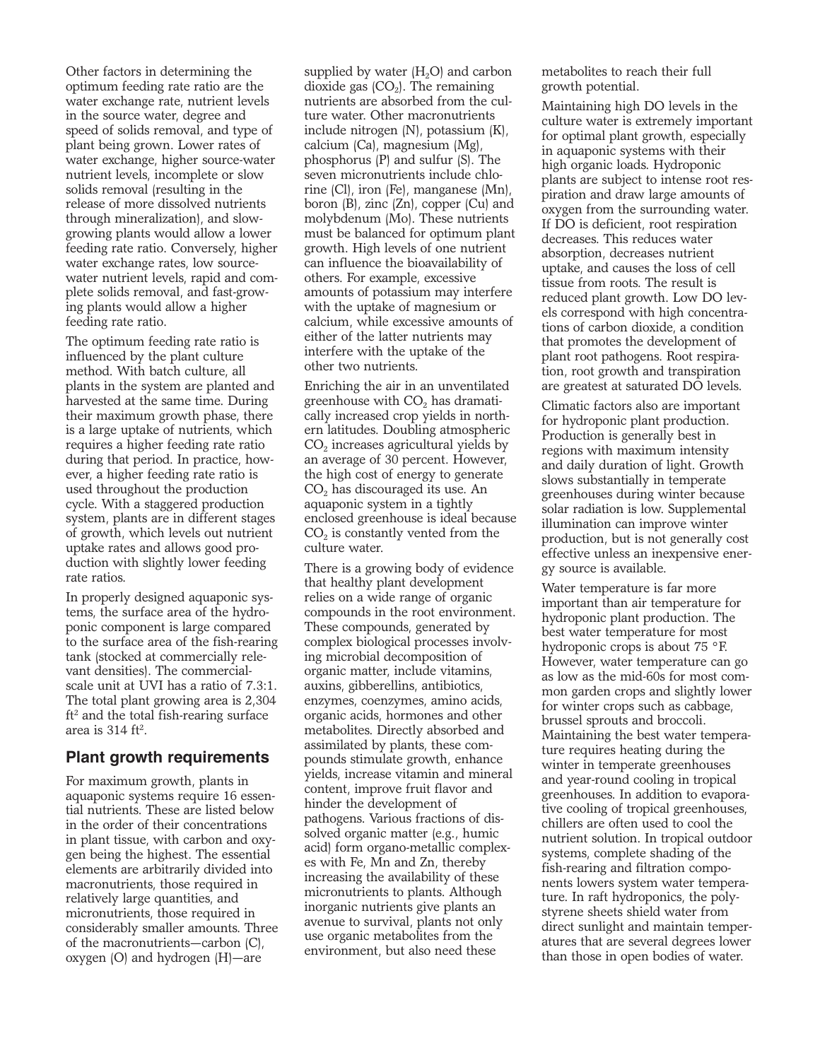Other factors in determining the optimum feeding rate ratio are the water exchange rate, nutrient levels in the source water, degree and speed of solids removal, and type of plant being grown. Lower rates of water exchange, higher source-water nutrient levels, incomplete or slow solids removal (resulting in the release of more dissolved nutrients through mineralization), and slow-growing plants would allow a lower feeding rate ratio. Conversely, higher water exchange rates, low source-water nutrient levels, rapid and complete solids removal, and fast-growing plants would allow a higher feeding rate ratio.

The optimum feeding rate ratio is influenced by the plant culture method. With batch culture, all plants in the system are planted and harvested at the same time. During their maximum growth phase, there is a large uptake of nutrients, which requires a higher feeding rate ratio during that period. In practice, however, a higher feeding rate ratio is used throughout the production cycle. With a staggered production system, plants are in different stages of growth, which levels out nutrient uptake rates and allows good production with slightly lower feeding rate ratios.

In properly designed aquaponic systems, the surface area of the hydroponic component is large compared to the surface area of the fish-rearing tank (stocked at commercially relevant densities). The commercial-scale unit at UVI has a ratio of 7.3:1. The total plant growing area is 2,304 $ft^2$ and the total fish-rearing surface area is 314 $ft^2$.

## Plant growth requirements

For maximum growth, plants in aquaponic systems require 16 essential nutrients. These are listed below in the order of their concentrations in plant tissue, with carbon and oxygen being the highest. The essential elements are arbitrarily divided into macronutrients, those required in relatively large quantities, and micronutrients, those required in considerably smaller amounts. Three of the macronutrients—carbon (C), oxygen (O) and hydrogen (H)—are supplied by water ($H_2O$) and carbon dioxide gas ($CO_2$). The remaining nutrients are absorbed from the culture water. Other macronutrients include nitrogen (N), potassium (K), calcium (Ca), magnesium (Mg), phosphorus (P) and sulfur (S). The seven micronutrients include chlorine (Cl), iron (Fe), manganese (Mn), boron (B), zinc (Zn), copper (Cu) and molybdenum (Mo). These nutrients must be balanced for optimum plant growth. High levels of one nutrient can influence the bioavailability of others. For example, excessive amounts of potassium may interfere with the uptake of magnesium or calcium, while excessive amounts of either of the latter nutrients may interfere with the uptake of the other two nutrients.

Enriching the air in an unventilated greenhouse with $CO_2$ has dramatically increased crop yields in northern latitudes. Doubling atmospheric $CO_2$ increases agricultural yields by an average of 30 percent. However, the high cost of energy to generate $CO_2$ has discouraged its use. An aquaponic system in a tightly enclosed greenhouse is ideal because $CO_2$ is constantly vented from the culture water.

There is a growing body of evidence that healthy plant development relies on a wide range of organic compounds in the root environment. These compounds, generated by complex biological processes involving microbial decomposition of organic matter, include vitamins, auxins, gibberellins, antibiotics, enzymes, coenzymes, amino acids, organic acids, hormones and other metabolites. Directly absorbed and assimilated by plants, these compounds stimulate growth, enhance yields, increase vitamin and mineral content, improve fruit flavor and hinder the development of pathogens. Various fractions of dissolved organic matter (e.g., humic acid) form organo-metallic complexes with Fe, Mn and Zn, thereby increasing the availability of these micronutrients to plants. Although inorganic nutrients give plants an avenue to survival, plants not only use organic metabolites from the environment, but also need these metabolites to reach their full growth potential.

Maintaining high DO levels in the culture water is extremely important for optimal plant growth, especially in aquaponic systems with their high organic loads. Hydroponic plants are subject to intense root respiration and draw large amounts of oxygen from the surrounding water. If DO is deficient, root respiration decreases. This reduces water absorption, decreases nutrient uptake, and causes the loss of cell tissue from roots. The result is reduced plant growth. Low DO levels correspond with high concentrations of carbon dioxide, a condition that promotes the development of plant root pathogens. Root respiration, root growth and transpiration are greatest at saturated DO levels.

Climatic factors also are important for hydroponic plant production. Production is generally best in regions with maximum intensity and daily duration of light. Growth slows substantially in temperate greenhouses during winter because solar radiation is low. Supplemental illumination can improve winter production, but is not generally cost effective unless an inexpensive energy source is available.

Water temperature is far more important than air temperature for hydroponic plant production. The best water temperature for most hydroponic crops is about 75 °F. However, water temperature can go as low as the mid-60s for most common garden crops and slightly lower for winter crops such as cabbage, brussel sprouts and broccoli. Maintaining the best water temperature requires heating during the winter in temperate greenhouses and year-round cooling in tropical greenhouses. In addition to evaporative cooling of tropical greenhouses, chillers are often used to cool the nutrient solution. In tropical outdoor systems, complete shading of the fish-rearing and filtration components lowers system water temperature. In raft hydroponics, the polystyrene sheets shield water from direct sunlight and maintain temperatures that are several degrees lower than those in open bodies of water.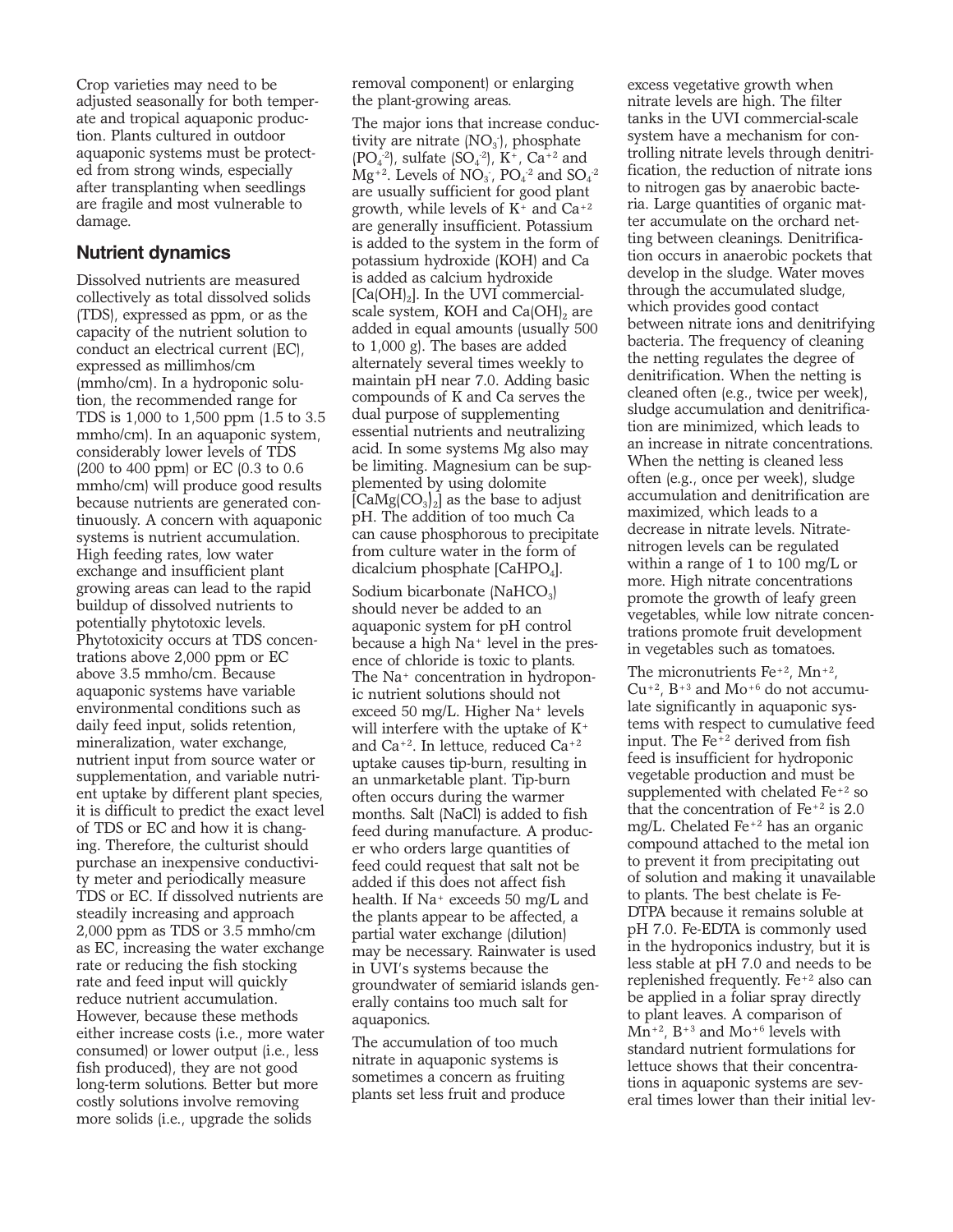Crop varieties may need to be adjusted seasonally for both temperate and tropical aquaponic production. Plants cultured in outdoor aquaponic systems must be protected from strong winds, especially after transplanting when seedlings are fragile and most vulnerable to damage.

## Nutrient dynamics

Dissolved nutrients are measured collectively as total dissolved solids (TDS), expressed as ppm, or as the capacity of the nutrient solution to conduct an electrical current (EC), expressed as millimhos/cm (mmho/cm). In a hydroponic solution, the recommended range for TDS is 1,000 to 1,500 ppm (1.5 to 3.5 mmho/cm). In an aquaponic system, considerably lower levels of TDS (200 to 400 ppm) or EC (0.3 to 0.6 mmho/cm) will produce good results because nutrients are generated continuously. A concern with aquaponic systems is nutrient accumulation. High feeding rates, low water exchange and insufficient plant growing areas can lead to the rapid buildup of dissolved nutrients to potentially phytotoxic levels. Phytotoxicity occurs at TDS concentrations above 2,000 ppm or EC above 3.5 mmho/cm. Because aquaponic systems have variable environmental conditions such as daily feed input, solids retention, mineralization, water exchange, nutrient input from source water or supplementation, and variable nutrient uptake by different plant species, it is difficult to predict the exact level of TDS or EC and how it is changing. Therefore, the culturist should purchase an inexpensive conductivity meter and periodically measure TDS or EC. If dissolved nutrients are steadily increasing and approach 2,000 ppm as TDS or 3.5 mmho/cm as EC, increasing the water exchange rate or reducing the fish stocking rate and feed input will quickly reduce nutrient accumulation. However, because these methods either increase costs (i.e., more water consumed) or lower output (i.e., less fish produced), they are not good long-term solutions. Better but more costly solutions involve removing more solids (i.e., upgrade the solids removal component) or enlarging the plant-growing areas.

The major ions that increase conductivity are nitrate ($NO_3^-$), phosphate ($PO_4^{-2}$), sulfate ($SO_4^{-2}$), $K^+$, $Ca^{+2}$ and $Mg^{+2}$. Levels of $NO_3^-$, $PO_4^{-2}$ and $SO_4^{-2}$ are usually sufficient for good plant growth, while levels of $K^+$ and $Ca^{+2}$ are generally insufficient. Potassium is added to the system in the form of potassium hydroxide (KOH) and Ca is added as calcium hydroxide [$Ca(OH)_2$]. In the UVI commercial-scale system, KOH and $Ca(OH)_2$ are added in equal amounts (usually 500 to 1,000 g). The bases are added alternately several times weekly to maintain pH near 7.0. Adding basic compounds of K and Ca serves the dual purpose of supplementing essential nutrients and neutralizing acid. In some systems Mg also may be limiting. Magnesium can be supplemented by using dolomite [$CaMg(CO_3)_2$] as the base to adjust pH. The addition of too much Ca can cause phosphorous to precipitate from culture water in the form of dicalcium phosphate [$CaHPO_4$].

Sodium bicarbonate ($NaHCO_3$) should never be added to an aquaponic system for pH control because a high $Na^+$ level in the presence of chloride is toxic to plants. The $Na^+$ concentration in hydroponic nutrient solutions should not exceed 50 mg/L. Higher $Na^+$ levels will interfere with the uptake of $K^+$ and $Ca^{+2}$. In lettuce, reduced $Ca^{+2}$ uptake causes tip-burn, resulting in an unmarketable plant. Tip-burn often occurs during the warmer months. Salt (NaCl) is added to fish feed during manufacture. A producer who orders large quantities of feed could request that salt not be added if this does not affect fish health. If $Na^+$ exceeds 50 mg/L and the plants appear to be affected, a partial water exchange (dilution) may be necessary. Rainwater is used in UVI's systems because the groundwater of semiarid islands generally contains too much salt for aquaponics.

The accumulation of too much nitrate in aquaponic systems is sometimes a concern as fruiting plants set less fruit and produce excess vegetative growth when nitrate levels are high. The filter tanks in the UVI commercial-scale system have a mechanism for controlling nitrate levels through denitrification, the reduction of nitrate ions to nitrogen gas by anaerobic bacteria. Large quantities of organic matter accumulate on the orchard netting between cleanings. Denitrification occurs in anaerobic pockets that develop in the sludge. Water moves through the accumulated sludge, which provides good contact between nitrate ions and denitrifying bacteria. The frequency of cleaning the netting regulates the degree of denitrification. When the netting is cleaned often (e.g., twice per week), sludge accumulation and denitrification are minimized, which leads to an increase in nitrate concentrations. When the netting is cleaned less often (e.g., once per week), sludge accumulation and denitrification are maximized, which leads to a decrease in nitrate levels. Nitrate-nitrogen levels can be regulated within a range of 1 to 100 mg/L or more. High nitrate concentrations promote the growth of leafy green vegetables, while low nitrate concentrations promote fruit development in vegetables such as tomatoes.

The micronutrients $Fe^{+2}$, $Mn^{+2}$, $Cu^{+2}$, $B^{+3}$ and $Mo^{+6}$ do not accumulate significantly in aquaponic systems with respect to cumulative feed input. The $Fe^{+2}$ derived from fish feed is insufficient for hydroponic vegetable production and must be supplemented with chelated $Fe^{+2}$ so that the concentration of $Fe^{+2}$ is 2.0 mg/L. Chelated $Fe^{+2}$ has an organic compound attached to the metal ion to prevent it from precipitating out of solution and making it unavailable to plants. The best chelate is Fe-DTPA because it remains soluble at pH 7.0. Fe-EDTA is commonly used in the hydroponics industry, but it is less stable at pH 7.0 and needs to be replenished frequently. $Fe^{+2}$ also can be applied in a foliar spray directly to plant leaves. A comparison of $Mn^{+2}$, $B^{+3}$ and $Mo^{+6}$ levels with standard nutrient formulations for lettuce shows that their concentrations in aquaponic systems are several times lower than their initial lev-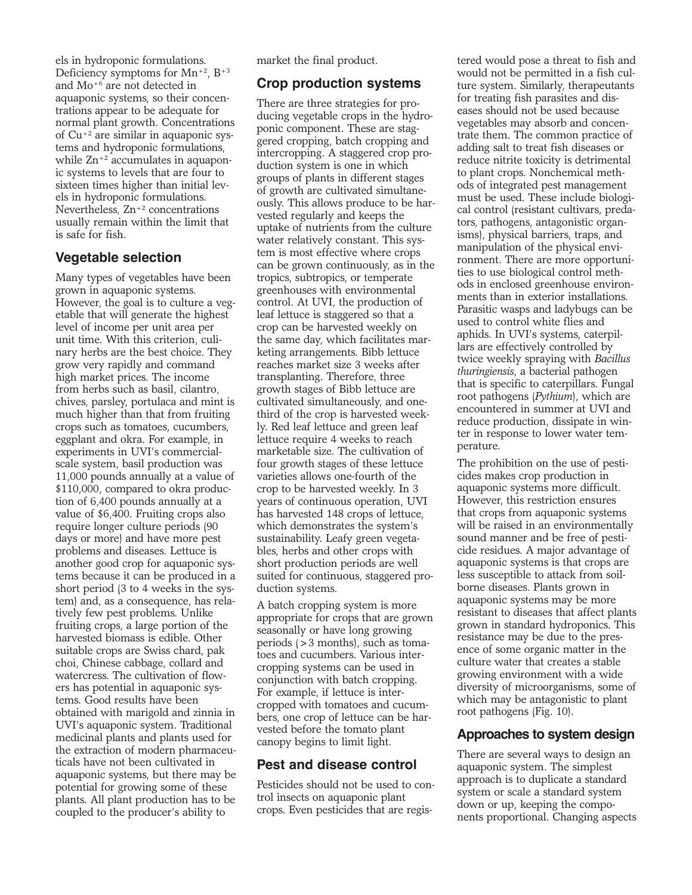els in hydroponic formulations. Deficiency symptoms for $Mn^{+2}$, $B^{+3}$ and $Mo^{+6}$ are not detected in aquaponic systems, so their concentrations appear to be adequate for normal plant growth. Concentrations of $Cu^{+2}$ are similar in aquaponic systems and hydroponic formulations, while $Zn^{+2}$ accumulates in aquaponic systems to levels that are four to sixteen times higher than initial levels in hydroponic formulations. Nevertheless, $Zn^{+2}$ concentrations usually remain within the limit that is safe for fish.

## Vegetable selection

Many types of vegetables have been grown in aquaponic systems. However, the goal is to culture a vegetable that will generate the highest level of income per unit area per unit time. With this criterion, culinary herbs are the best choice. They grow very rapidly and command high market prices. The income from herbs such as basil, cilantro, chives, parsley, portulaca and mint is much higher than that from fruiting crops such as tomatoes, cucumbers, eggplant and okra. For example, in experiments in UVI's commercial-scale system, basil production was 11,000 pounds annually at a value of $110,000, compared to okra production of 6,400 pounds annually at a value of $6,400. Fruiting crops also require longer culture periods (90 days or more) and have more pest problems and diseases. Lettuce is another good crop for aquaponic systems because it can be produced in a short period (3 to 4 weeks in the system) and, as a consequence, has relatively few pest problems. Unlike fruiting crops, a large portion of the harvested biomass is edible. Other suitable crops are Swiss chard, pak choi, Chinese cabbage, collard and watercress. The cultivation of flowers has potential in aquaponic systems. Good results have been obtained with marigold and zinnia in UVI's aquaponic system. Traditional medicinal plants and plants used for the extraction of modern pharmaceuticals have not been cultivated in aquaponic systems, but there may be potential for growing some of these plants. All plant production has to be coupled to the producer's ability to market the final product.

## Crop production systems

There are three strategies for producing vegetable crops in the hydroponic component. These are staggered cropping, batch cropping and intercropping. A staggered crop production system is one in which groups of plants in different stages of growth are cultivated simultaneously. This allows produce to be harvested regularly and keeps the uptake of nutrients from the culture water relatively constant. This system is most effective where crops can be grown continuously, as in the tropics, subtropics, or temperate greenhouses with environmental control. At UVI, the production of leaf lettuce is staggered so that a crop can be harvested weekly on the same day, which facilitates marketing arrangements. Bibb lettuce reaches market size 3 weeks after transplanting. Therefore, three growth stages of Bibb lettuce are cultivated simultaneously, and one-third of the crop is harvested weekly. Red leaf lettuce and green leaf lettuce require 4 weeks to reach marketable size. The cultivation of four growth stages of these lettuce varieties allows one-fourth of the crop to be harvested weekly. In 3 years of continuous operation, UVI has harvested 148 crops of lettuce, which demonstrates the system's sustainability. Leafy green vegetables, herbs and other crops with short production periods are well suited for continuous, staggered production systems.

A batch cropping system is more appropriate for crops that are grown seasonally or have long growing periods (>3 months), such as tomatoes and cucumbers. Various intercropping systems can be used in conjunction with batch cropping. For example, if lettuce is intercropped with tomatoes and cucumbers, one crop of lettuce can be harvested before the tomato plant canopy begins to limit light.

## Pest and disease control

Pesticides should not be used to control insects on aquaponic plant crops. Even pesticides that are registered would pose a threat to fish and would not be permitted in a fish culture system. Similarly, therapeutants for treating fish parasites and diseases should not be used because vegetables may absorb and concentrate them. The common practice of adding salt to treat fish diseases or reduce nitrite toxicity is detrimental to plant crops. Nonchemical methods of integrated pest management must be used. These include biological control (resistant cultivars, predators, pathogens, antagonistic organisms), physical barriers, traps, and manipulation of the physical environment. There are more opportunities to use biological control methods in enclosed greenhouse environments than in exterior installations. Parasitic wasps and ladybugs can be used to control white flies and aphids. In UVI's systems, caterpillars are effectively controlled by twice weekly spraying with *Bacillus thuringiensis*, a bacterial pathogen that is specific to caterpillars. Fungal root pathogens (*Pythium*), which are encountered in summer at UVI and reduce production, dissipate in winter in response to lower water temperature.

The prohibition on the use of pesticides makes crop production in aquaponic systems more difficult. However, this restriction ensures that crops from aquaponic systems will be raised in an environmentally sound manner and be free of pesticide residues. A major advantage of aquaponic systems is that crops are less susceptible to attack from soilborne diseases. Plants grown in aquaponic systems may be more resistant to diseases that affect plants grown in standard hydroponics. This resistance may be due to the presence of some organic matter in the culture water that creates a stable growing environment with a wide diversity of microorganisms, some of which may be antagonistic to plant root pathogens (Fig. 10).

## Approaches to system design

There are several ways to design an aquaponic system. The simplest approach is to duplicate a standard system or scale a standard system down or up, keeping the components proportional. Changing aspects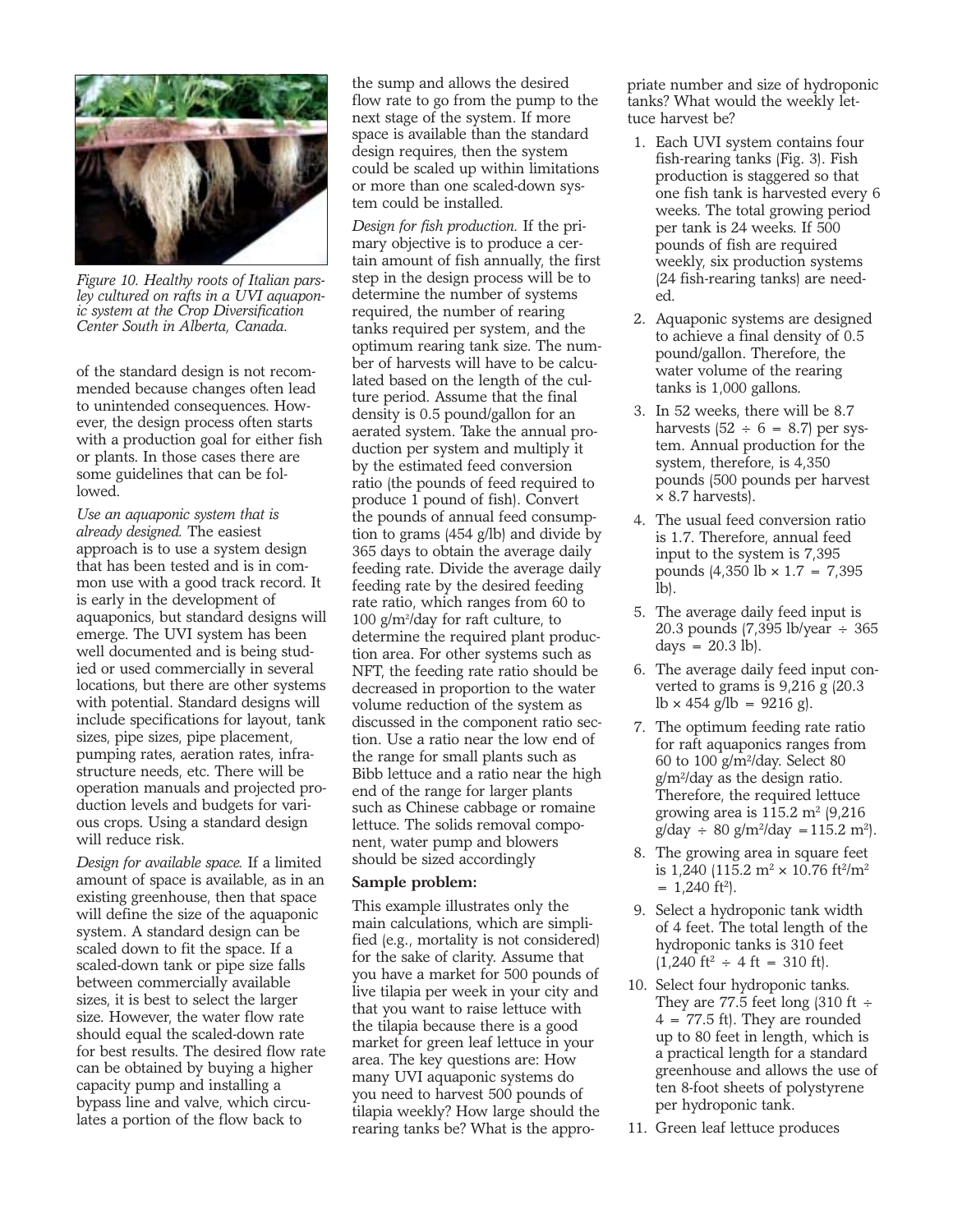Figure 10. Healthy roots of Italian parsley cultured on rafts in a UVI aquaponic system at the Crop Diversification Center South in Alberta, Canada.

of the standard design is not recommended because changes often lead to unintended consequences. However, the design process often starts with a production goal for either fish or plants. In those cases there are some guidelines that can be followed.

*Use an aquaponic system that is already designed.* The easiest approach is to use a system design that has been tested and is in common use with a good track record. It is early in the development of aquaponics, but standard designs will emerge. The UVI system has been well documented and is being studied or used commercially in several locations, but there are other systems with potential. Standard designs will include specifications for layout, tank sizes, pipe sizes, pipe placement, pumping rates, aeration rates, infrastructure needs, etc. There will be operation manuals and projected production levels and budgets for various crops. Using a standard design will reduce risk.

*Design for available space.* If a limited amount of space is available, as in an existing greenhouse, then that space will define the size of the aquaponic system. A standard design can be scaled down to fit the space. If a scaled-down tank or pipe size falls between commercially available sizes, it is best to select the larger size. However, the water flow rate should equal the scaled-down rate for best results. The desired flow rate can be obtained by buying a higher capacity pump and installing a bypass line and valve, which circulates a portion of the flow back to the sump and allows the desired flow rate to go from the pump to the next stage of the system. If more space is available than the standard design requires, then the system could be scaled up within limitations or more than one scaled-down system could be installed.

*Design for fish production.* If the primary objective is to produce a certain amount of fish annually, the first step in the design process will be to determine the number of systems required, the number of rearing tanks required per system, and the optimum rearing tank size. The number of harvests will have to be calculated based on the length of the culture period. Assume that the final density is 0.5 pound/gallon for an aerated system. Take the annual production per system and multiply it by the estimated feed conversion ratio (the pounds of feed required to produce 1 pound of fish). Convert the pounds of annual feed consumption to grams (454 g/lb) and divide by 365 days to obtain the average daily feeding rate. Divide the average daily feeding rate by the desired feeding rate ratio, which ranges from 60 to 100 $g/m^2/day$ for raft culture, to determine the required plant production area. For other systems such as NFT, the feeding rate ratio should be decreased in proportion to the water volume reduction of the system as discussed in the component ratio section. Use a ratio near the low end of the range for small plants such as Bibb lettuce and a ratio near the high end of the range for larger plants such as Chinese cabbage or romaine lettuce. The solids removal component, water pump and blowers should be sized accordingly

**Sample problem:**

This example illustrates only the main calculations, which are simplified (e.g., mortality is not considered) for the sake of clarity. Assume that you have a market for 500 pounds of live tilapia per week in your city and that you want to raise lettuce with the tilapia because there is a good market for green leaf lettuce in your area. The key questions are: How many UVI aquaponic systems do you need to harvest 500 pounds of tilapia weekly? How large should the rearing tanks be? What is the appropriate number and size of hydroponic tanks? What would the weekly lettuce harvest be?

1. Each UVI system contains four fish-rearing tanks (Fig. 3). Fish production is staggered so that one fish tank is harvested every 6 weeks. The total growing period per tank is 24 weeks. If 500 pounds of fish are required weekly, six production systems (24 fish-rearing tanks) are needed.
2. Aquaponic systems are designed to achieve a final density of 0.5 pound/gallon. Therefore, the water volume of the rearing tanks is 1,000 gallons.
3. In 52 weeks, there will be 8.7 harvests ($52 \div 6 = 8.7$) per system. Annual production for the system, therefore, is 4,350 pounds (500 pounds per harvest × 8.7 harvests).
4. The usual feed conversion ratio is 1.7. Therefore, annual feed input to the system is 7,395 pounds (4,350 lb × 1.7 = 7,395 lb).
5. The average daily feed input is 20.3 pounds (7,395 lb/year ÷ 365 days = 20.3 lb).
6. The average daily feed input converted to grams is 9,216 g (20.3 lb × 454 g/lb = 9216 g).
7. The optimum feeding rate ratio for raft aquaponics ranges from 60 to 100 $g/m^2/day$. Select 80 $g/m^2/day$ as the design ratio. Therefore, the required lettuce growing area is 115.2 $m^2$ (9,216 g/day ÷ 80 $g/m^2/day$ = 115.2 $m^2$).
8. The growing area in square feet is 1,240 (115.2 $m^2$ × 10.76 $ft^2/m^2$ = 1,240 $ft^2$).
9. Select a hydroponic tank width of 4 feet. The total length of the hydroponic tanks is 310 feet (1,240 $ft^2$ ÷ 4 ft = 310 ft).
10. Select four hydroponic tanks. They are 77.5 feet long (310 ft ÷ 4 = 77.5 ft). They are rounded up to 80 feet in length, which is a practical length for a standard greenhouse and allows the use of ten 8-foot sheets of polystyrene per hydroponic tank.
11. Green leaf lettuce produces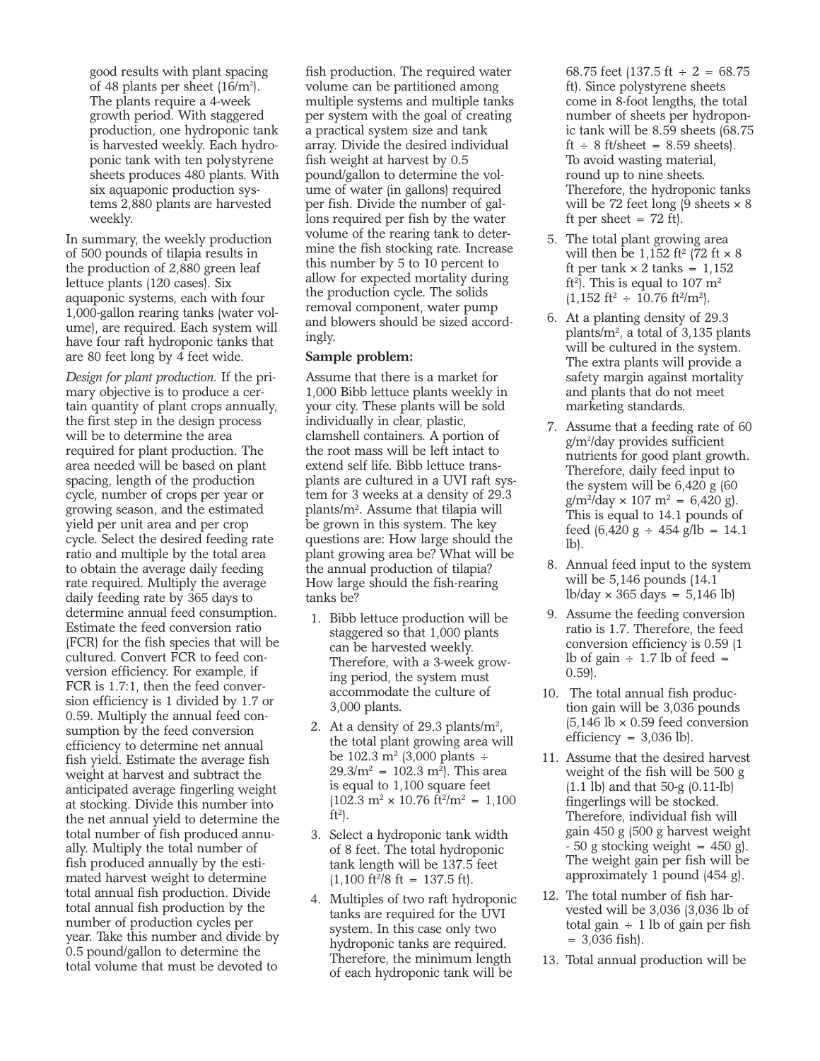good results with plant spacing of 48 plants per sheet ($16/m^2$). The plants require a 4-week growth period. With staggered production, one hydroponic tank is harvested weekly. Each hydroponic tank with ten polystyrene sheets produces 480 plants. With six aquaponic production systems 2,880 plants are harvested weekly.

In summary, the weekly production of 500 pounds of tilapia results in the production of 2,880 green leaf lettuce plants (120 cases). Six aquaponic systems, each with four 1,000-gallon rearing tanks (water volume), are required. Each system will have four raft hydroponic tanks that are 80 feet long by 4 feet wide.

*Design for plant production.* If the primary objective is to produce a certain quantity of plant crops annually, the first step in the design process will be to determine the area required for plant production. The area needed will be based on plant spacing, length of the production cycle, number of crops per year or growing season, and the estimated yield per unit area and per crop cycle. Select the desired feeding rate ratio and multiple by the total area to obtain the average daily feeding rate required. Multiply the average daily feeding rate by 365 days to determine annual feed consumption. Estimate the feed conversion ratio (FCR) for the fish species that will be cultured. Convert FCR to feed conversion efficiency. For example, if FCR is 1.7:1, then the feed conversion efficiency is 1 divided by 1.7 or 0.59. Multiply the annual feed consumption by the feed conversion efficiency to determine net annual fish yield. Estimate the average fish weight at harvest and subtract the anticipated average fingerling weight at stocking. Divide this number into the net annual yield to determine the total number of fish produced annually. Multiply the total number of fish produced annually by the estimated harvest weight to determine total annual fish production. Divide total annual fish production by the number of production cycles per year. Take this number and divide by 0.5 pound/gallon to determine the total volume that must be devoted to fish production. The required water volume can be partitioned among multiple systems and multiple tanks per system with the goal of creating a practical system size and tank array. Divide the desired individual fish weight at harvest by 0.5 pound/gallon to determine the volume of water (in gallons) required per fish. Divide the number of gallons required per fish by the water volume of the rearing tank to determine the fish stocking rate. Increase this number by 5 to 10 percent to allow for expected mortality during the production cycle. The solids removal component, water pump and blowers should be sized accordingly.

**Sample problem:**

Assume that there is a market for 1,000 Bibb lettuce plants weekly in your city. These plants will be sold individually in clear, plastic, clamshell containers. A portion of the root mass will be left intact to extend self life. Bibb lettuce transplants are cultured in a UVI raft system for 3 weeks at a density of 29.3 plants/$m^2$. Assume that tilapia will be grown in this system. The key questions are: How large should the plant growing area be? What will be the annual production of tilapia? How large should the fish-rearing tanks be?

1. Bibb lettuce production will be staggered so that 1,000 plants can be harvested weekly. Therefore, with a 3-week growing period, the system must accommodate the culture of 3,000 plants.
2. At a density of 29.3 plants/$m^2$, the total plant growing area will be 102.3 $m^2$ (3,000 plants ÷ $29.3/m^2$ = 102.3 $m^2$). This area is equal to 1,100 square feet (102.3 $m^2$ × 10.76 $ft^2/m^2$ = 1,100 $ft^2$).
3. Select a hydroponic tank width of 8 feet. The total hydroponic tank length will be 137.5 feet (1,100 $ft^2$/8 ft = 137.5 ft).
4. Multiples of two raft hydroponic tanks are required for the UVI system. In this case only two hydroponic tanks are required. Therefore, the minimum length of each hydroponic tank will be 68.75 feet (137.5 ft ÷ 2 = 68.75 ft). Since polystyrene sheets come in 8-foot lengths, the total number of sheets per hydroponic tank will be 8.59 sheets (68.75 ft ÷ 8 ft/sheet = 8.59 sheets). To avoid wasting material, round up to nine sheets. Therefore, the hydroponic tanks will be 72 feet long (9 sheets × 8 ft per sheet = 72 ft).
5. The total plant growing area will then be 1,152 $ft^2$ (72 ft × 8 ft per tank × 2 tanks = 1,152 $ft^2$). This is equal to 107 $m^2$ (1,152 $ft^2$ ÷ 10.76 $ft^2/m^2$).
6. At a planting density of 29.3 plants/$m^2$, a total of 3,135 plants will be cultured in the system. The extra plants will provide a safety margin against mortality and plants that do not meet marketing standards.
7. Assume that a feeding rate of 60 g/$m^2$/day provides sufficient nutrients for good plant growth. Therefore, daily feed input to the system will be 6,420 g (60 g/$m^2$/day × 107 $m^2$ = 6,420 g). This is equal to 14.1 pounds of feed (6,420 g ÷ 454 g/lb = 14.1 lb).
8. Annual feed input to the system will be 5,146 pounds (14.1 lb/day × 365 days = 5,146 lb)
9. Assume the feeding conversion ratio is 1.7. Therefore, the feed conversion efficiency is 0.59 (1 lb of gain ÷ 1.7 lb of feed = 0.59).
10. The total annual fish production gain will be 3,036 pounds (5,146 lb × 0.59 feed conversion efficiency = 3,036 lb).
11. Assume that the desired harvest weight of the fish will be 500 g (1.1 lb) and that 50-g (0.11-lb) fingerlings will be stocked. Therefore, individual fish will gain 450 g (500 g harvest weight - 50 g stocking weight = 450 g). The weight gain per fish will be approximately 1 pound (454 g).
12. The total number of fish harvested will be 3,036 (3,036 lb of total gain ÷ 1 lb of gain per fish = 3,036 fish).
13. Total annual production will be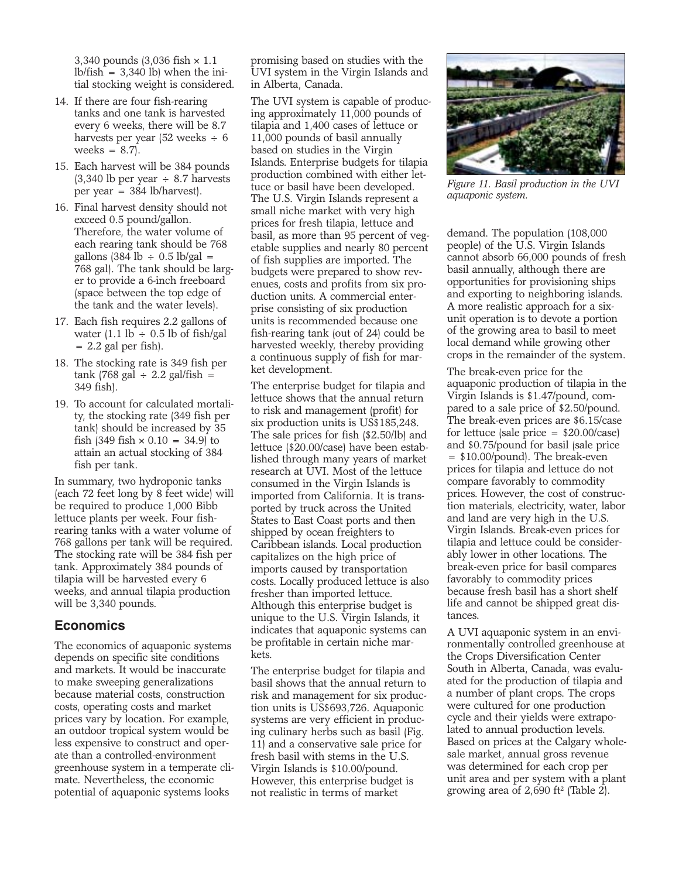3,340 pounds (3,036 fish × 1.1 lb/fish = 3,340 lb) when the initial stocking weight is considered.

14. If there are four fish-rearing tanks and one tank is harvested every 6 weeks, there will be 8.7 harvests per year (52 weeks ÷ 6 weeks = 8.7).
15. Each harvest will be 384 pounds (3,340 lb per year ÷ 8.7 harvests per year = 384 lb/harvest).
16. Final harvest density should not exceed 0.5 pound/gallon. Therefore, the water volume of each rearing tank should be 768 gallons (384 lb ÷ 0.5 lb/gal = 768 gal). The tank should be larger to provide a 6-inch freeboard (space between the top edge of the tank and the water levels).
17. Each fish requires 2.2 gallons of water (1.1 lb ÷ 0.5 lb of fish/gal = 2.2 gal per fish).
18. The stocking rate is 349 fish per tank (768 gal ÷ 2.2 gal/fish = 349 fish).
19. To account for calculated mortality, the stocking rate (349 fish per tank) should be increased by 35 fish (349 fish × 0.10 = 34.9) to attain an actual stocking of 384 fish per tank.

In summary, two hydroponic tanks (each 72 feet long by 8 feet wide) will be required to produce 1,000 Bibb lettuce plants per week. Four fish-rearing tanks with a water volume of 768 gallons per tank will be required. The stocking rate will be 384 fish per tank. Approximately 384 pounds of tilapia will be harvested every 6 weeks, and annual tilapia production will be 3,340 pounds.

## Economics

The economics of aquaponic systems depends on specific site conditions and markets. It would be inaccurate to make sweeping generalizations because material costs, construction costs, operating costs and market prices vary by location. For example, an outdoor tropical system would be less expensive to construct and operate than a controlled-environment greenhouse system in a temperate climate. Nevertheless, the economic potential of aquaponic systems looks promising based on studies with the UVI system in the Virgin Islands and in Alberta, Canada.

The UVI system is capable of producing approximately 11,000 pounds of tilapia and 1,400 cases of lettuce or 11,000 pounds of basil annually based on studies in the Virgin Islands. Enterprise budgets for tilapia production combined with either lettuce or basil have been developed. The U.S. Virgin Islands represent a small niche market with very high prices for fresh tilapia, lettuce and basil, as more than 95 percent of vegetable supplies and nearly 80 percent of fish supplies are imported. The budgets were prepared to show revenues, costs and profits from six production units. A commercial enterprise consisting of six production units is recommended because one fish-rearing tank (out of 24) could be harvested weekly, thereby providing a continuous supply of fish for market development.

The enterprise budget for tilapia and lettuce shows that the annual return to risk and management (profit) for six production units is US$185,248. The sale prices for fish ($2.50/lb) and lettuce ($20.00/case) have been established through many years of market research at UVI. Most of the lettuce consumed in the Virgin Islands is imported from California. It is transported by truck across the United States to East Coast ports and then shipped by ocean freighters to Caribbean islands. Local production capitalizes on the high price of imports caused by transportation costs. Locally produced lettuce is also fresher than imported lettuce. Although this enterprise budget is unique to the U.S. Virgin Islands, it indicates that aquaponic systems can be profitable in certain niche markets.

The enterprise budget for tilapia and basil shows that the annual return to risk and management for six production units is US$693,726. Aquaponic systems are very efficient in producing culinary herbs such as basil (Fig. 11) and a conservative sale price for fresh basil with stems in the U.S. Virgin Islands is $10.00/pound. However, this enterprise budget is not realistic in terms of market demand. The population (108,000 people) of the U.S. Virgin Islands cannot absorb 66,000 pounds of fresh basil annually, although there are opportunities for provisioning ships and exporting to neighboring islands. A more realistic approach for a six-unit operation is to devote a portion of the growing area to basil to meet local demand while growing other crops in the remainder of the system.

*Figure 11. Basil production in the UVI aquaponic system.*

The break-even price for the aquaponic production of tilapia in the Virgin Islands is $1.47/pound, compared to a sale price of $2.50/pound. The break-even prices are $6.15/case for lettuce (sale price = $20.00/case) and $0.75/pound for basil (sale price = $10.00/pound). The break-even prices for tilapia and lettuce do not compare favorably to commodity prices. However, the cost of construction materials, electricity, water, labor and land are very high in the U.S. Virgin Islands. Break-even prices for tilapia and lettuce could be considerably lower in other locations. The break-even price for basil compares favorably to commodity prices because fresh basil has a short shelf life and cannot be shipped great distances.

A UVI aquaponic system in an environmentally controlled greenhouse at the Crops Diversification Center South in Alberta, Canada, was evaluated for the production of tilapia and a number of plant crops. The crops were cultured for one production cycle and their yields were extrapolated to annual production levels. Based on prices at the Calgary wholesale market, annual gross revenue was determined for each crop per unit area and per system with a plant growing area of 2,690 $ft^2$ (Table 2).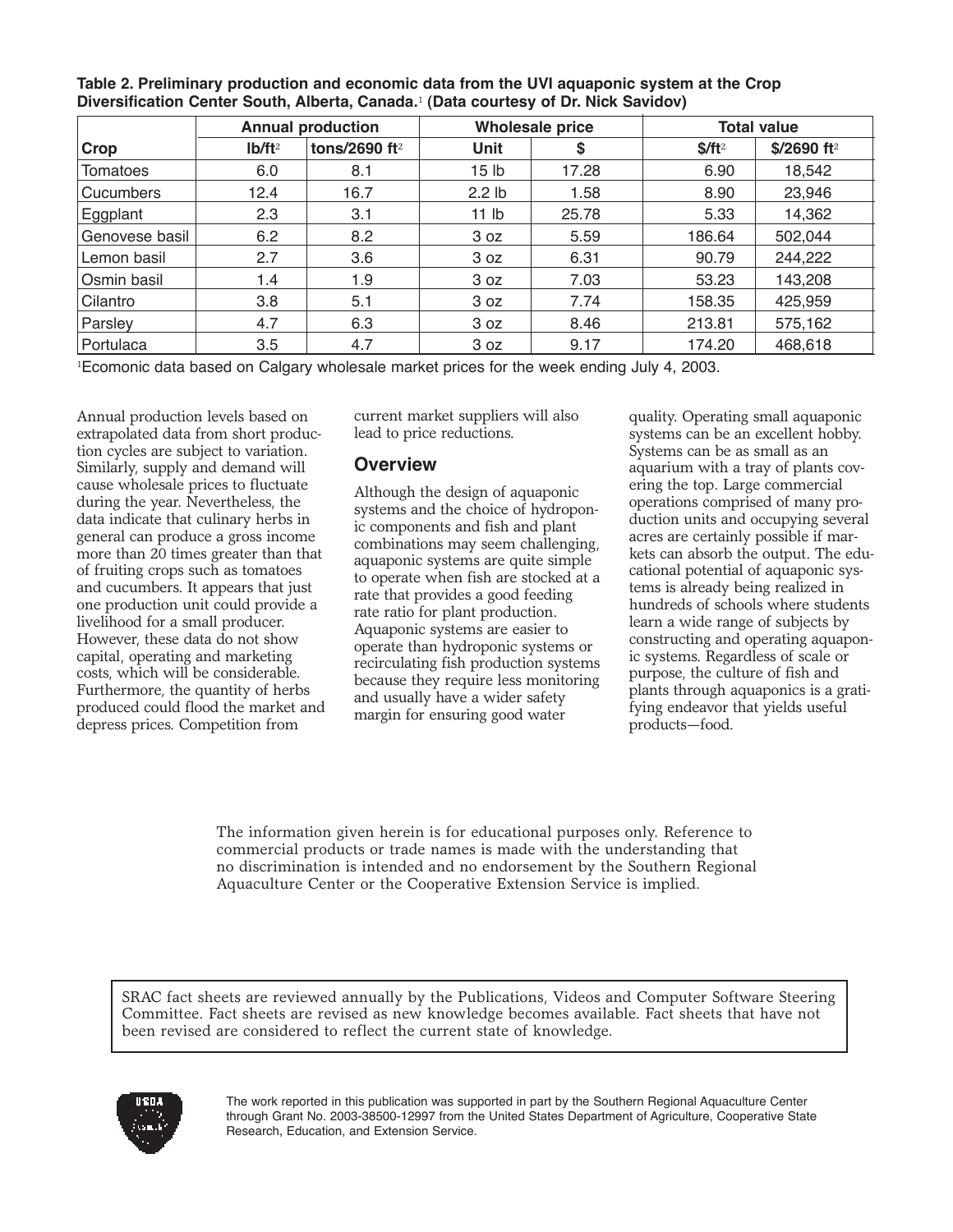**Table 2. Preliminary production and economic data from the UVI aquaponic system at the Crop Diversification Center South, Alberta, Canada.**[1] **(Data courtesy of Dr. Nick Savidov)**

| Crop | Annual production | | Wholesale price | | Total value | |
|---|---|---|---|---|---|---|
| | $lb/ft^2$ | $tons/2690\ ft^2$ | Unit | $ | $\$/ft^2$ | $\$/2690\ ft^2$ |
| Tomatoes | 6.0 | 8.1 | 15 lb | 17.28 | 6.90 | 18,542 |
| Cucumbers | 12.4 | 16.7 | 2.2 lb | 1.58 | 8.90 | 23,946 |
| Eggplant | 2.3 | 3.1 | 11 lb | 25.78 | 5.33 | 14,362 |
| Genovese basil | 6.2 | 8.2 | 3 oz | 5.59 | 186.64 | 502,044 |
| Lemon basil | 2.7 | 3.6 | 3 oz | 6.31 | 90.79 | 244,222 |
| Osmin basil | 1.4 | 1.9 | 3 oz | 7.03 | 53.23 | 143,208 |
| Cilantro | 3.8 | 5.1 | 3 oz | 7.74 | 158.35 | 425,959 |
| Parsley | 4.7 | 6.3 | 3 oz | 8.46 | 213.81 | 575,162 |
| Portulaca | 3.5 | 4.7 | 3 oz | 9.17 | 174.20 | 468,618 |

[1]Ecomonic data based on Calgary wholesale market prices for the week ending July 4, 2003.

Annual production levels based on extrapolated data from short production cycles are subject to variation. Similarly, supply and demand will cause wholesale prices to fluctuate during the year. Nevertheless, the data indicate that culinary herbs in general can produce a gross income more than 20 times greater than that of fruiting crops such as tomatoes and cucumbers. It appears that just one production unit could provide a livelihood for a small producer. However, these data do not show capital, operating and marketing costs, which will be considerable. Furthermore, the quantity of herbs produced could flood the market and depress prices. Competition from current market suppliers will also lead to price reductions.

## Overview

Although the design of aquaponic systems and the choice of hydroponic components and fish and plant combinations may seem challenging, aquaponic systems are quite simple to operate when fish are stocked at a rate that provides a good feeding rate ratio for plant production. Aquaponic systems are easier to operate than hydroponic systems or recirculating fish production systems because they require less monitoring and usually have a wider safety margin for ensuring good water quality. Operating small aquaponic systems can be an excellent hobby. Systems can be as small as an aquarium with a tray of plants covering the top. Large commercial operations comprised of many production units and occupying several acres are certainly possible if markets can absorb the output. The educational potential of aquaponic systems is already being realized in hundreds of schools where students learn a wide range of subjects by constructing and operating aquaponic systems. Regardless of scale or purpose, the culture of fish and plants through aquaponics is a gratifying endeavor that yields useful products—food.

The information given herein is for educational purposes only. Reference to commercial products or trade names is made with the understanding that no discrimination is intended and no endorsement by the Southern Regional Aquaculture Center or the Cooperative Extension Service is implied.

SRAC fact sheets are reviewed annually by the Publications, Videos and Computer Software Steering Committee. Fact sheets are revised as new knowledge becomes available. Fact sheets that have not been revised are considered to reflect the current state of knowledge.

The work reported in this publication was supported in part by the Southern Regional Aquaculture Center through Grant No. 2003-38500-12997 from the United States Department of Agriculture, Cooperative State Research, Education, and Extension Service.